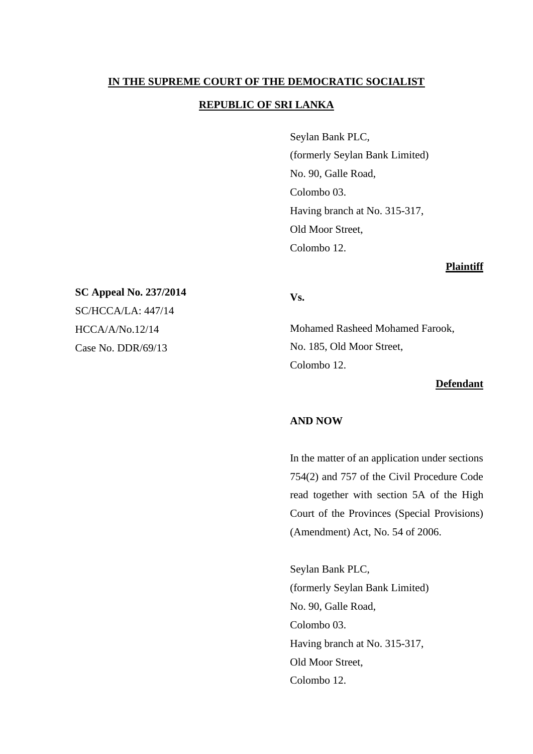**IN THE SUPREME COURT OF THE DEMOCRATIC SOCIALIST**

**REPUBLIC OF SRI LANKA**

Seylan Bank PLC,
(formerly Seylan Bank Limited)
No. 90, Galle Road,
Colombo 03.
Having branch at No. 315-317,
Old Moor Street,
Colombo 12.

**Plaintiff**

**SC Appeal No. 237/2014**
SC/HCCA/LA: 447/14
HCCA/A/No.12/14
Case No. DDR/69/13

**Vs.**

Mohamed Rasheed Mohamed Farook,
No. 185, Old Moor Street,
Colombo 12.

**Defendant**

**AND NOW**

In the matter of an application under sections 754(2) and 757 of the Civil Procedure Code read together with section 5A of the High Court of the Provinces (Special Provisions) (Amendment) Act, No. 54 of 2006.

Seylan Bank PLC,
(formerly Seylan Bank Limited)
No. 90, Galle Road,
Colombo 03.
Having branch at No. 315-317,
Old Moor Street,
Colombo 12.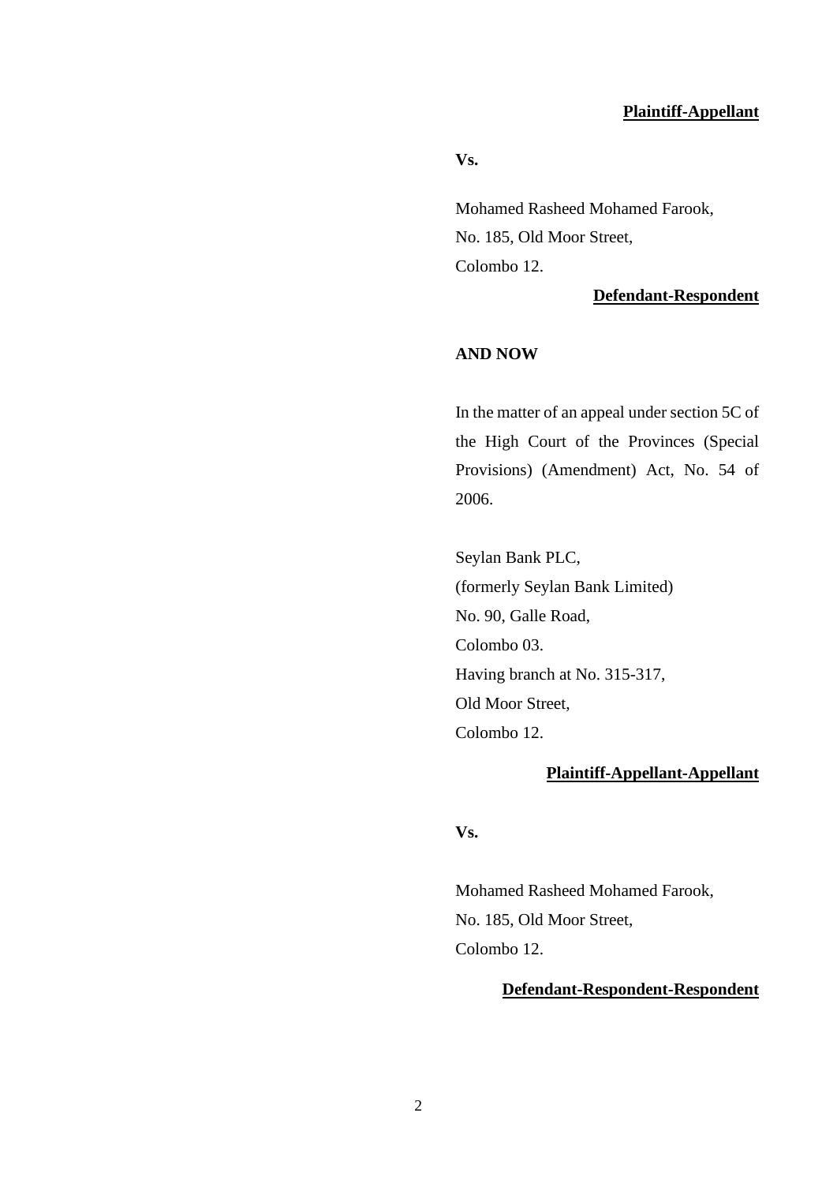**Plaintiff-Appellant**

**Vs.**

Mohamed Rasheed Mohamed Farook,
No. 185, Old Moor Street,
Colombo 12.

**Defendant-Respondent**

**AND NOW**

In the matter of an appeal under section 5C of the High Court of the Provinces (Special Provisions) (Amendment) Act, No. 54 of 2006.

Seylan Bank PLC,
(formerly Seylan Bank Limited)
No. 90, Galle Road,
Colombo 03.
Having branch at No. 315-317,
Old Moor Street,
Colombo 12.

**Plaintiff-Appellant-Appellant**

**Vs.**

Mohamed Rasheed Mohamed Farook,
No. 185, Old Moor Street,
Colombo 12.

**Defendant-Respondent-Respondent**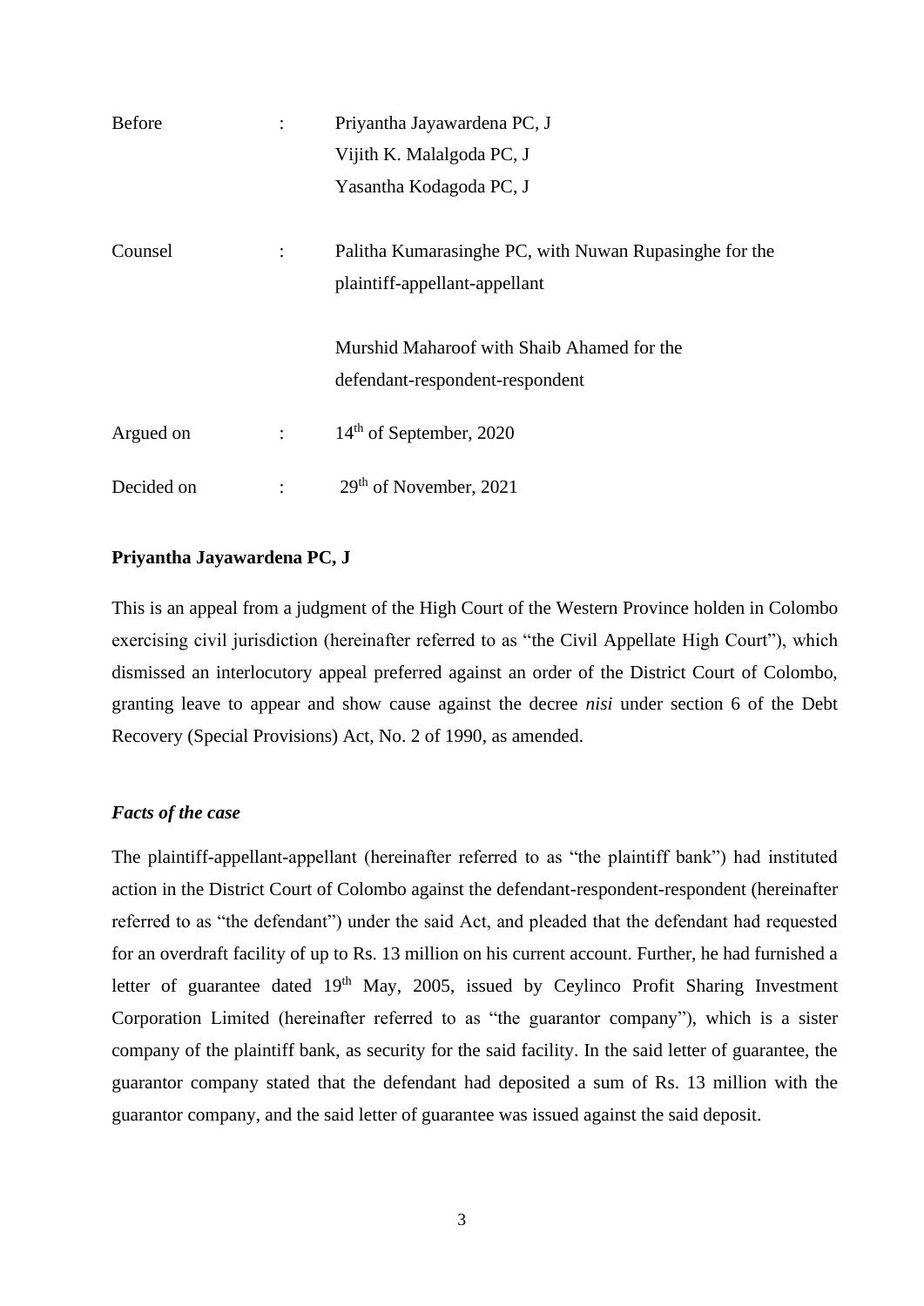| | | |
|---|---|---|
| Before | : | Priyantha Jayawardena PC, J<br>Vijith K. Malalgoda PC, J<br>Yasantha Kodagoda PC, J |
| Counsel | : | Palitha Kumarasinghe PC, with Nuwan Rupasinghe for the plaintiff-appellant-appellant<br><br>Murshid Maharoof with Shaib Ahamed for the defendant-respondent-respondent |
| Argued on | : | 14th of September, 2020 |
| Decided on | : | 29th of November, 2021 |

**Priyantha Jayawardena PC, J**

This is an appeal from a judgment of the High Court of the Western Province holden in Colombo exercising civil jurisdiction (hereinafter referred to as "the Civil Appellate High Court"), which dismissed an interlocutory appeal preferred against an order of the District Court of Colombo, granting leave to appear and show cause against the decree *nisi* under section 6 of the Debt Recovery (Special Provisions) Act, No. 2 of 1990, as amended.

***Facts of the case***

The plaintiff-appellant-appellant (hereinafter referred to as "the plaintiff bank") had instituted action in the District Court of Colombo against the defendant-respondent-respondent (hereinafter referred to as "the defendant") under the said Act, and pleaded that the defendant had requested for an overdraft facility of up to Rs. 13 million on his current account. Further, he had furnished a letter of guarantee dated 19th May, 2005, issued by Ceylinco Profit Sharing Investment Corporation Limited (hereinafter referred to as "the guarantor company"), which is a sister company of the plaintiff bank, as security for the said facility. In the said letter of guarantee, the guarantor company stated that the defendant had deposited a sum of Rs. 13 million with the guarantor company, and the said letter of guarantee was issued against the said deposit.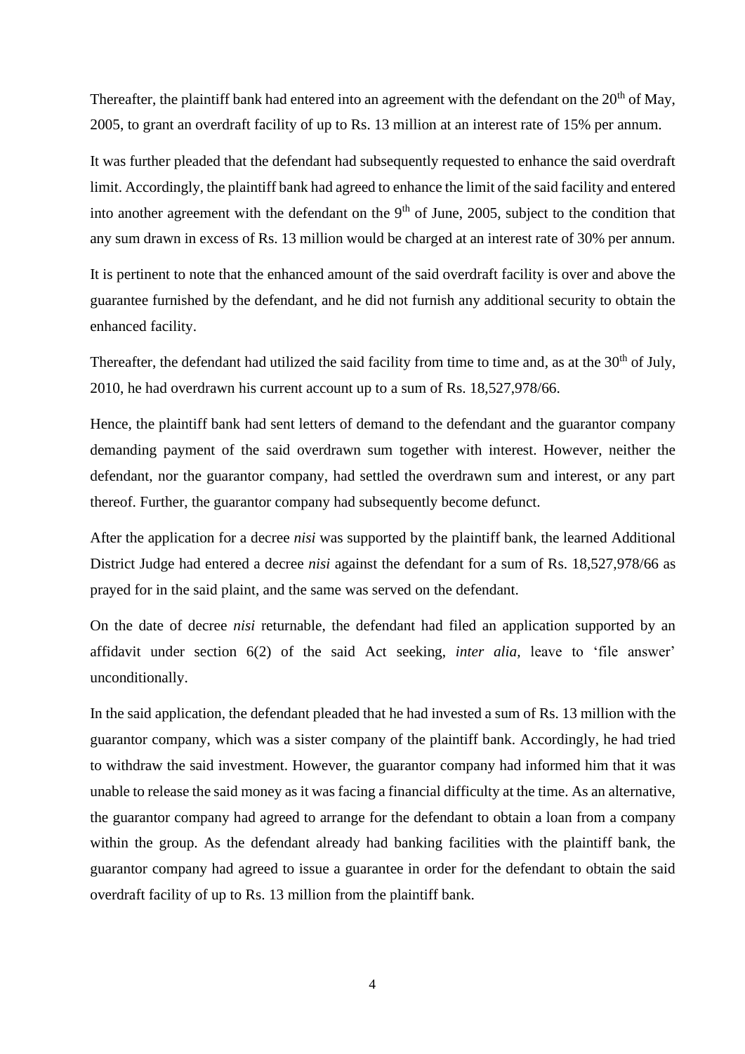Thereafter, the plaintiff bank had entered into an agreement with the defendant on the 20th of May, 2005, to grant an overdraft facility of up to Rs. 13 million at an interest rate of 15% per annum.

It was further pleaded that the defendant had subsequently requested to enhance the said overdraft limit. Accordingly, the plaintiff bank had agreed to enhance the limit of the said facility and entered into another agreement with the defendant on the 9th of June, 2005, subject to the condition that any sum drawn in excess of Rs. 13 million would be charged at an interest rate of 30% per annum.

It is pertinent to note that the enhanced amount of the said overdraft facility is over and above the guarantee furnished by the defendant, and he did not furnish any additional security to obtain the enhanced facility.

Thereafter, the defendant had utilized the said facility from time to time and, as at the 30th of July, 2010, he had overdrawn his current account up to a sum of Rs. 18,527,978/66.

Hence, the plaintiff bank had sent letters of demand to the defendant and the guarantor company demanding payment of the said overdrawn sum together with interest. However, neither the defendant, nor the guarantor company, had settled the overdrawn sum and interest, or any part thereof. Further, the guarantor company had subsequently become defunct.

After the application for a decree *nisi* was supported by the plaintiff bank, the learned Additional District Judge had entered a decree *nisi* against the defendant for a sum of Rs. 18,527,978/66 as prayed for in the said plaint, and the same was served on the defendant.

On the date of decree *nisi* returnable, the defendant had filed an application supported by an affidavit under section 6(2) of the said Act seeking, *inter alia,* leave to 'file answer' unconditionally.

In the said application, the defendant pleaded that he had invested a sum of Rs. 13 million with the guarantor company, which was a sister company of the plaintiff bank. Accordingly, he had tried to withdraw the said investment. However, the guarantor company had informed him that it was unable to release the said money as it was facing a financial difficulty at the time. As an alternative, the guarantor company had agreed to arrange for the defendant to obtain a loan from a company within the group. As the defendant already had banking facilities with the plaintiff bank, the guarantor company had agreed to issue a guarantee in order for the defendant to obtain the said overdraft facility of up to Rs. 13 million from the plaintiff bank.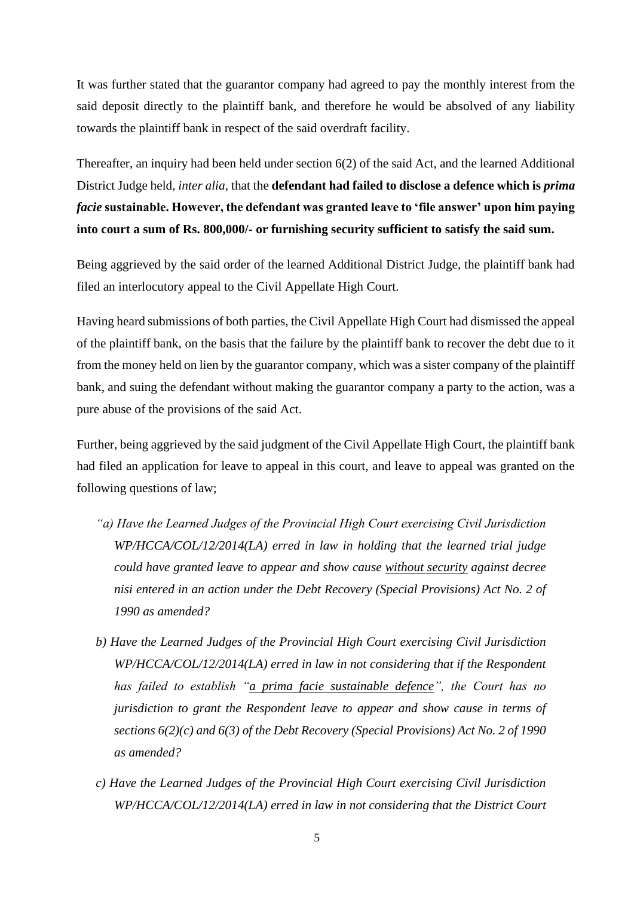It was further stated that the guarantor company had agreed to pay the monthly interest from the said deposit directly to the plaintiff bank, and therefore he would be absolved of any liability towards the plaintiff bank in respect of the said overdraft facility.

Thereafter, an inquiry had been held under section 6(2) of the said Act, and the learned Additional District Judge held, *inter alia,* that the **defendant had failed to disclose a defence which is *prima facie* sustainable. However, the defendant was granted leave to 'file answer' upon him paying into court a sum of Rs. 800,000/- or furnishing security sufficient to satisfy the said sum.**

Being aggrieved by the said order of the learned Additional District Judge, the plaintiff bank had filed an interlocutory appeal to the Civil Appellate High Court.

Having heard submissions of both parties, the Civil Appellate High Court had dismissed the appeal of the plaintiff bank, on the basis that the failure by the plaintiff bank to recover the debt due to it from the money held on lien by the guarantor company, which was a sister company of the plaintiff bank, and suing the defendant without making the guarantor company a party to the action, was a pure abuse of the provisions of the said Act.

Further, being aggrieved by the said judgment of the Civil Appellate High Court, the plaintiff bank had filed an application for leave to appeal in this court, and leave to appeal was granted on the following questions of law;

*"a) Have the Learned Judges of the Provincial High Court exercising Civil Jurisdiction WP/HCCA/COL/12/2014(LA) erred in law in holding that the learned trial judge could have granted leave to appear and show cause <u>without security</u> against decree nisi entered in an action under the Debt Recovery (Special Provisions) Act No. 2 of 1990 as amended?*

*b) Have the Learned Judges of the Provincial High Court exercising Civil Jurisdiction WP/HCCA/COL/12/2014(LA) erred in law in not considering that if the Respondent has failed to establish "<u>a prima facie sustainable defence</u>", the Court has no jurisdiction to grant the Respondent leave to appear and show cause in terms of sections 6(2)(c) and 6(3) of the Debt Recovery (Special Provisions) Act No. 2 of 1990 as amended?*

*c) Have the Learned Judges of the Provincial High Court exercising Civil Jurisdiction WP/HCCA/COL/12/2014(LA) erred in law in not considering that the District Court*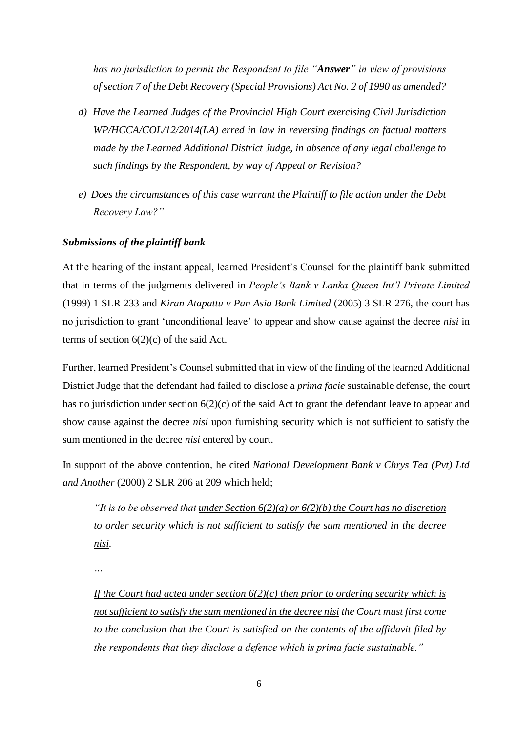*has no jurisdiction to permit the Respondent to file "**Answer**" in view of provisions of section 7 of the Debt Recovery (Special Provisions) Act No. 2 of 1990 as amended?*

*d) Have the Learned Judges of the Provincial High Court exercising Civil Jurisdiction WP/HCCA/COL/12/2014(LA) erred in law in reversing findings on factual matters made by the Learned Additional District Judge, in absence of any legal challenge to such findings by the Respondent, by way of Appeal or Revision?*

*e) Does the circumstances of this case warrant the Plaintiff to file action under the Debt Recovery Law?"*

***Submissions of the plaintiff bank***

At the hearing of the instant appeal, learned President's Counsel for the plaintiff bank submitted that in terms of the judgments delivered in *People's Bank v Lanka Queen Int'l Private Limited* (1999) 1 SLR 233 and *Kiran Atapattu v Pan Asia Bank Limited* (2005) 3 SLR 276, the court has no jurisdiction to grant 'unconditional leave' to appear and show cause against the decree *nisi* in terms of section 6(2)(c) of the said Act.

Further, learned President's Counsel submitted that in view of the finding of the learned Additional District Judge that the defendant had failed to disclose a *prima facie* sustainable defense, the court has no jurisdiction under section 6(2)(c) of the said Act to grant the defendant leave to appear and show cause against the decree *nisi* upon furnishing security which is not sufficient to satisfy the sum mentioned in the decree *nisi* entered by court.

In support of the above contention, he cited *National Development Bank v Chrys Tea (Pvt) Ltd and Another* (2000) 2 SLR 206 at 209 which held;

> *"It is to be observed that <u>under Section 6(2)(a) or 6(2)(b) the Court has no discretion to order security which is not sufficient to satisfy the sum mentioned in the decree nisi</u>.*
>
> *…*
>
> *<u>If the Court had acted under section 6(2)(c) then prior to ordering security which is not sufficient to satisfy the sum mentioned in the decree nisi</u> the Court must first come to the conclusion that the Court is satisfied on the contents of the affidavit filed by the respondents that they disclose a defence which is prima facie sustainable."*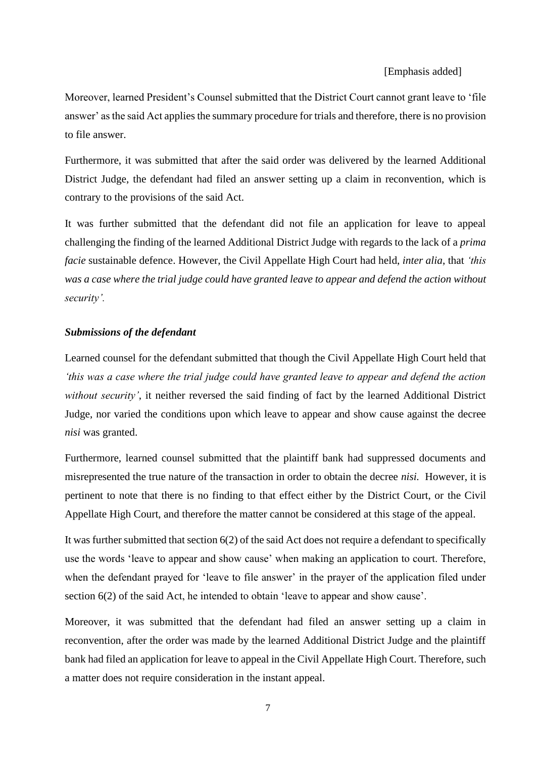[Emphasis added]

Moreover, learned President's Counsel submitted that the District Court cannot grant leave to 'file answer' as the said Act applies the summary procedure for trials and therefore, there is no provision to file answer.

Furthermore, it was submitted that after the said order was delivered by the learned Additional District Judge, the defendant had filed an answer setting up a claim in reconvention, which is contrary to the provisions of the said Act.

It was further submitted that the defendant did not file an application for leave to appeal challenging the finding of the learned Additional District Judge with regards to the lack of a *prima facie* sustainable defence. However, the Civil Appellate High Court had held, *inter alia*, that *'this was a case where the trial judge could have granted leave to appear and defend the action without security'.*

***Submissions of the defendant***

Learned counsel for the defendant submitted that though the Civil Appellate High Court held that *'this was a case where the trial judge could have granted leave to appear and defend the action without security'*, it neither reversed the said finding of fact by the learned Additional District Judge, nor varied the conditions upon which leave to appear and show cause against the decree *nisi* was granted.

Furthermore, learned counsel submitted that the plaintiff bank had suppressed documents and misrepresented the true nature of the transaction in order to obtain the decree *nisi.* However, it is pertinent to note that there is no finding to that effect either by the District Court, or the Civil Appellate High Court, and therefore the matter cannot be considered at this stage of the appeal.

It was further submitted that section 6(2) of the said Act does not require a defendant to specifically use the words 'leave to appear and show cause' when making an application to court. Therefore, when the defendant prayed for 'leave to file answer' in the prayer of the application filed under section 6(2) of the said Act, he intended to obtain 'leave to appear and show cause'.

Moreover, it was submitted that the defendant had filed an answer setting up a claim in reconvention, after the order was made by the learned Additional District Judge and the plaintiff bank had filed an application for leave to appeal in the Civil Appellate High Court. Therefore, such a matter does not require consideration in the instant appeal.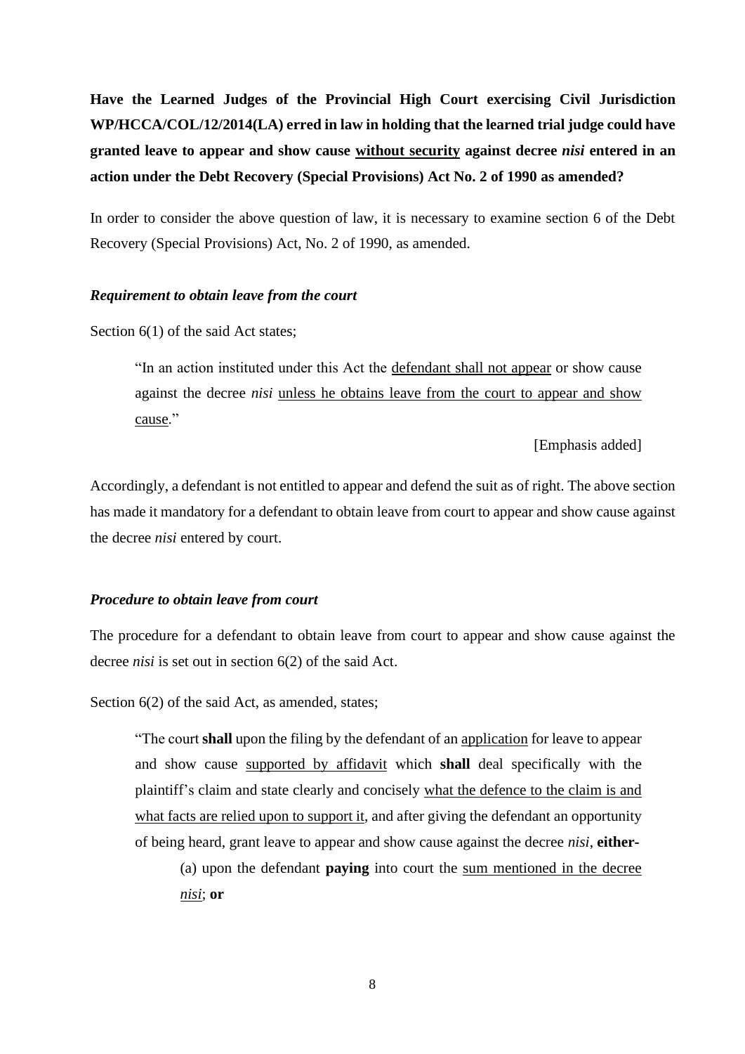**Have the Learned Judges of the Provincial High Court exercising Civil Jurisdiction WP/HCCA/COL/12/2014(LA) erred in law in holding that the learned trial judge could have granted leave to appear and show cause <u>without security</u> against decree *nisi* entered in an action under the Debt Recovery (Special Provisions) Act No. 2 of 1990 as amended?**

In order to consider the above question of law, it is necessary to examine section 6 of the Debt Recovery (Special Provisions) Act, No. 2 of 1990, as amended.

***Requirement to obtain leave from the court***

Section 6(1) of the said Act states;

> "In an action instituted under this Act the <u>defendant shall not appear</u> or show cause against the decree *nisi* <u>unless he obtains leave from the court to appear and show cause</u>."
>
> [Emphasis added]

Accordingly, a defendant is not entitled to appear and defend the suit as of right. The above section has made it mandatory for a defendant to obtain leave from court to appear and show cause against the decree *nisi* entered by court.

***Procedure to obtain leave from court***

The procedure for a defendant to obtain leave from court to appear and show cause against the decree *nisi* is set out in section 6(2) of the said Act.

Section 6(2) of the said Act, as amended, states;

> "The court **shall** upon the filing by the defendant of an <u>application</u> for leave to appear and show cause <u>supported by affidavit</u> which **shall** deal specifically with the plaintiff's claim and state clearly and concisely <u>what the defence to the claim is and what facts are relied upon to support it</u>, and after giving the defendant an opportunity of being heard, grant leave to appear and show cause against the decree *nisi*, **either-**
>
> (a) upon the defendant **paying** into court the <u>sum mentioned in the decree *nisi*</u>; **or**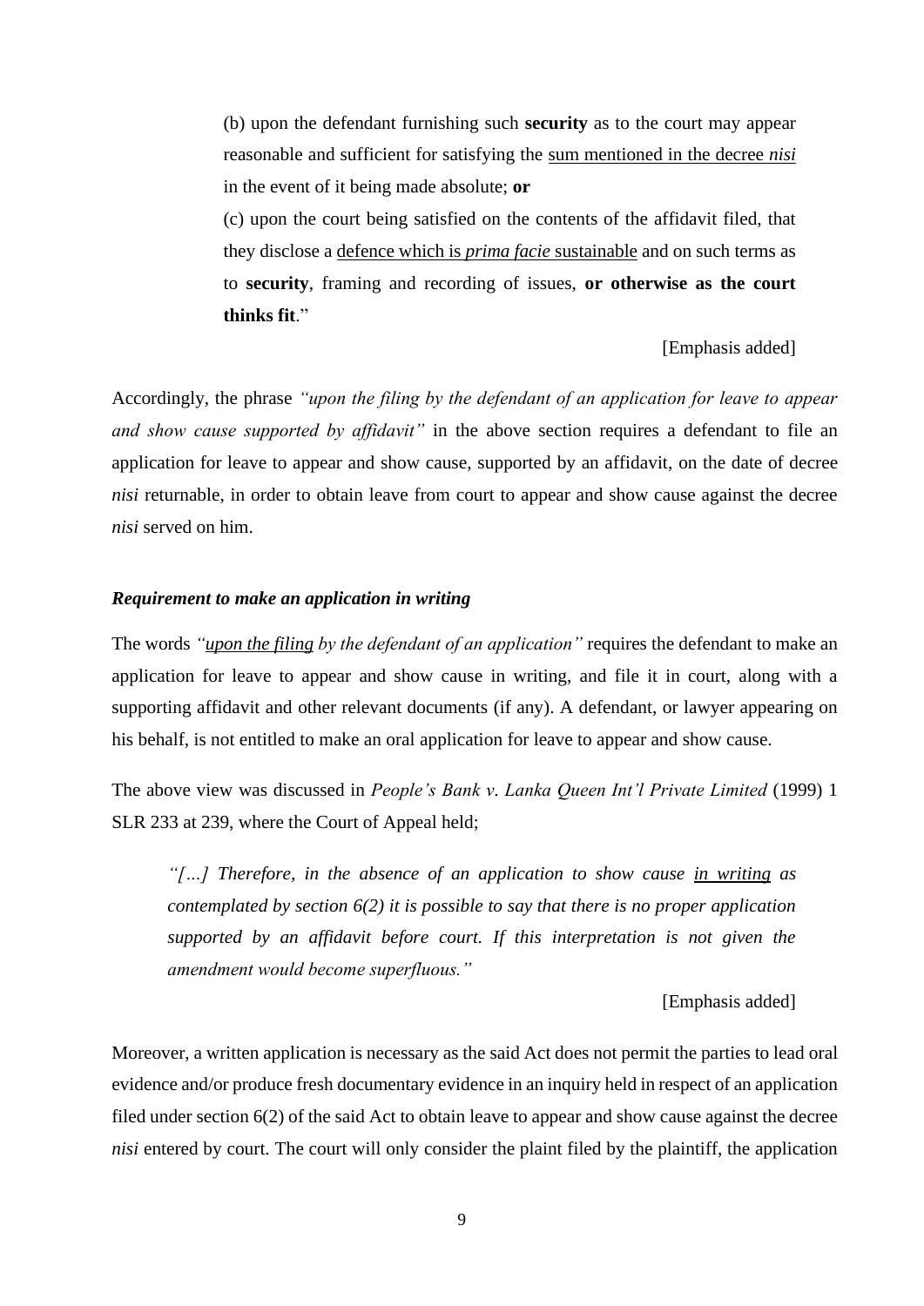> (b) upon the defendant furnishing such **security** as to the court may appear reasonable and sufficient for satisfying the <u>sum mentioned in the decree *nisi*</u> in the event of it being made absolute; **or**
>
> (c) upon the court being satisfied on the contents of the affidavit filed, that they disclose a <u>defence which is *prima facie* sustainable</u> and on such terms as to **security**, framing and recording of issues, **or otherwise as the court thinks fit**."
>
> [Emphasis added]

Accordingly, the phrase *"upon the filing by the defendant of an application for leave to appear and show cause supported by affidavit"* in the above section requires a defendant to file an application for leave to appear and show cause, supported by an affidavit, on the date of decree *nisi* returnable, in order to obtain leave from court to appear and show cause against the decree *nisi* served on him.

***Requirement to make an application in writing***

The words *"<u>upon the filing</u> by the defendant of an application"* requires the defendant to make an application for leave to appear and show cause in writing, and file it in court, along with a supporting affidavit and other relevant documents (if any). A defendant, or lawyer appearing on his behalf, is not entitled to make an oral application for leave to appear and show cause.

The above view was discussed in *People's Bank v. Lanka Queen Int'l Private Limited* (1999) 1 SLR 233 at 239, where the Court of Appeal held;

> *"[…] Therefore, in the absence of an application to show cause <u>in writing</u> as contemplated by section 6(2) it is possible to say that there is no proper application supported by an affidavit before court. If this interpretation is not given the amendment would become superfluous."*
>
> [Emphasis added]

Moreover, a written application is necessary as the said Act does not permit the parties to lead oral evidence and/or produce fresh documentary evidence in an inquiry held in respect of an application filed under section 6(2) of the said Act to obtain leave to appear and show cause against the decree *nisi* entered by court. The court will only consider the plaint filed by the plaintiff, the application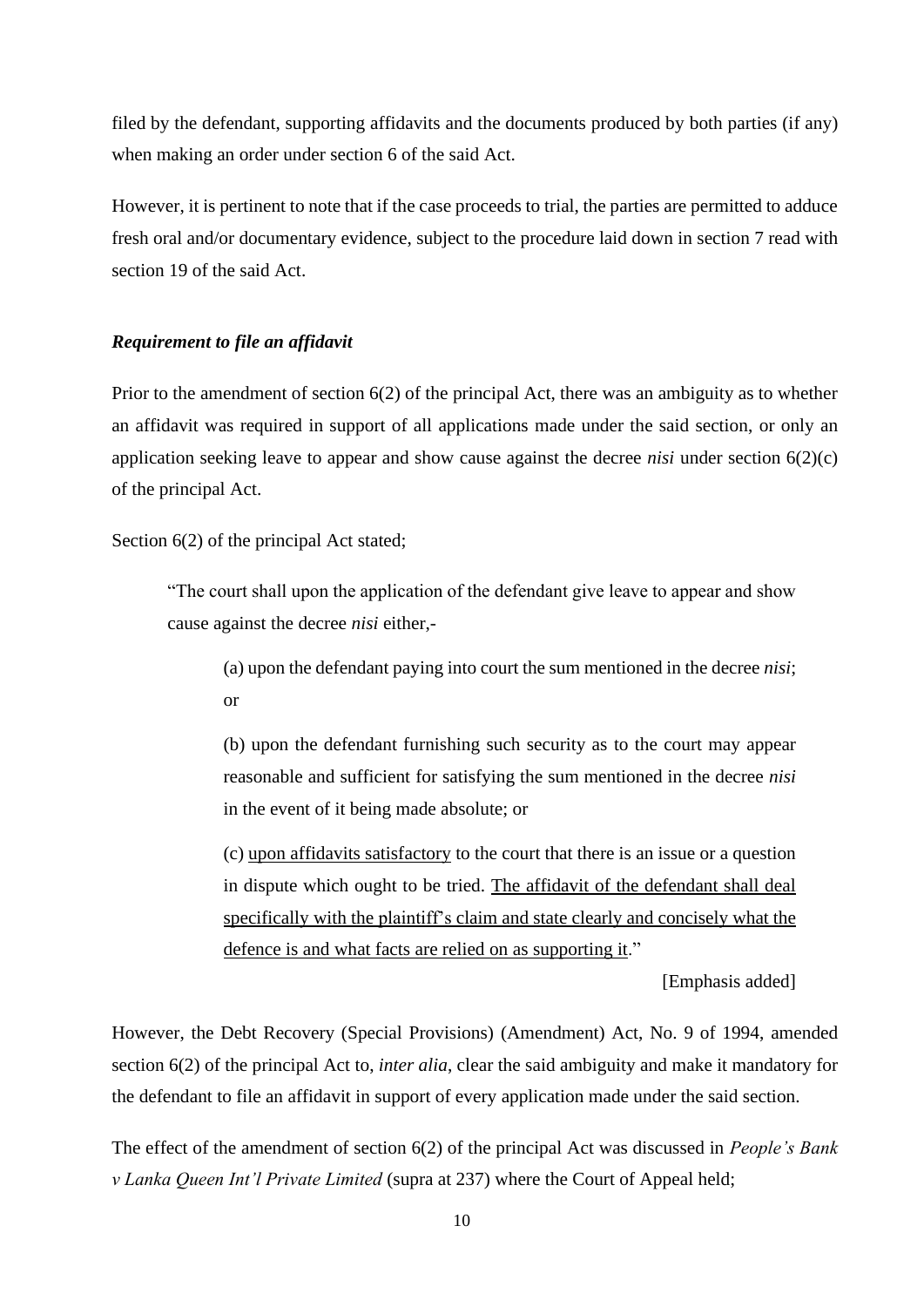filed by the defendant, supporting affidavits and the documents produced by both parties (if any) when making an order under section 6 of the said Act.

However, it is pertinent to note that if the case proceeds to trial, the parties are permitted to adduce fresh oral and/or documentary evidence, subject to the procedure laid down in section 7 read with section 19 of the said Act.

***Requirement to file an affidavit***

Prior to the amendment of section 6(2) of the principal Act, there was an ambiguity as to whether an affidavit was required in support of all applications made under the said section, or only an application seeking leave to appear and show cause against the decree *nisi* under section 6(2)(c) of the principal Act.

Section 6(2) of the principal Act stated;

> "The court shall upon the application of the defendant give leave to appear and show cause against the decree *nisi* either,-
>
> > (a) upon the defendant paying into court the sum mentioned in the decree *nisi*; or
> >
> > (b) upon the defendant furnishing such security as to the court may appear reasonable and sufficient for satisfying the sum mentioned in the decree *nisi* in the event of it being made absolute; or
> >
> > (c) <u>upon affidavits satisfactory</u> to the court that there is an issue or a question in dispute which ought to be tried. <u>The affidavit of the defendant shall deal specifically with the plaintiff's claim and state clearly and concisely what the defence is and what facts are relied on as supporting it</u>."
>
> [Emphasis added]

However, the Debt Recovery (Special Provisions) (Amendment) Act, No. 9 of 1994, amended section 6(2) of the principal Act to, *inter alia*, clear the said ambiguity and make it mandatory for the defendant to file an affidavit in support of every application made under the said section.

The effect of the amendment of section 6(2) of the principal Act was discussed in *People's Bank v Lanka Queen Int'l Private Limited* (supra at 237) where the Court of Appeal held;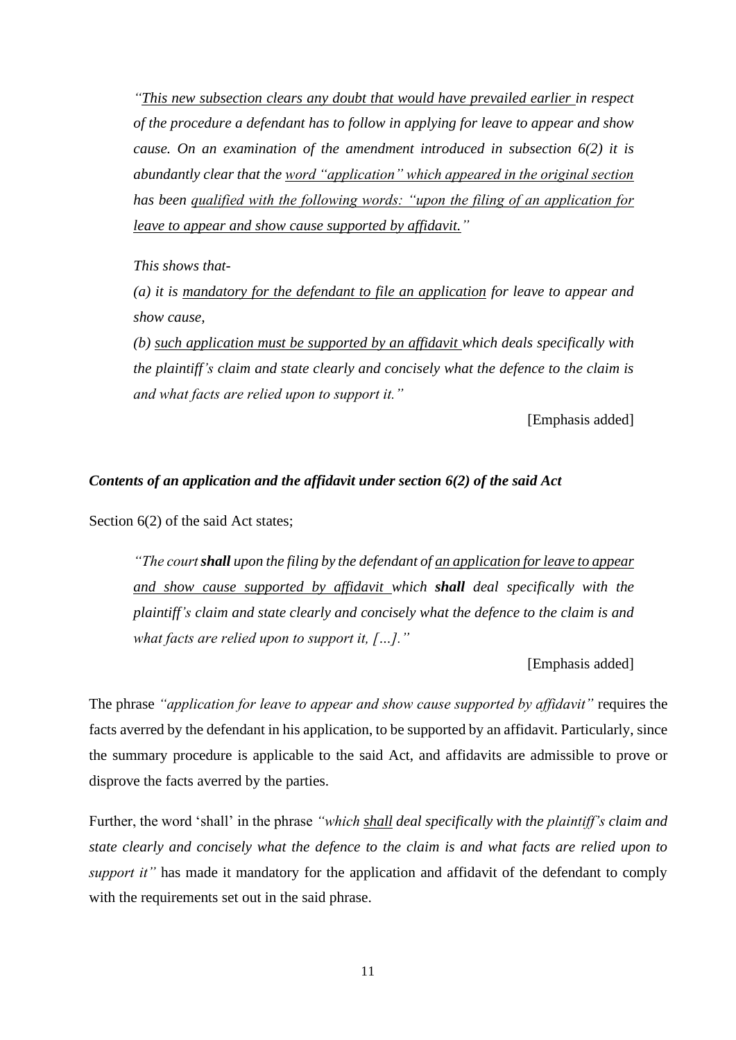> *"<u>This new subsection clears any doubt that would have prevailed earlier</u> in respect of the procedure a defendant has to follow in applying for leave to appear and show cause. On an examination of the amendment introduced in subsection 6(2) it is abundantly clear that the <u>word "application" which appeared in the original section</u> has been <u>qualified with the following words: "upon the filing of an application for leave to appear and show cause supported by affidavit."</u>*
>
> *This shows that-*
>
> *(a) it is <u>mandatory for the defendant to file an application</u> for leave to appear and show cause,*
>
> *(b) <u>such application must be supported by an affidavit</u> which deals specifically with the plaintiff's claim and state clearly and concisely what the defence to the claim is and what facts are relied upon to support it."*
>
> [Emphasis added]

***Contents of an application and the affidavit under section 6(2) of the said Act***

Section 6(2) of the said Act states;

> *"The court **shall** upon the filing by the defendant of <u>an application for leave to appear and show cause supported by affidavit</u> which **shall** deal specifically with the plaintiff's claim and state clearly and concisely what the defence to the claim is and what facts are relied upon to support it, […]."*
>
> [Emphasis added]

The phrase *"application for leave to appear and show cause supported by affidavit"* requires the facts averred by the defendant in his application, to be supported by an affidavit. Particularly, since the summary procedure is applicable to the said Act, and affidavits are admissible to prove or disprove the facts averred by the parties.

Further, the word 'shall' in the phrase *"which <u>shall</u> deal specifically with the plaintiff's claim and state clearly and concisely what the defence to the claim is and what facts are relied upon to support it"* has made it mandatory for the application and affidavit of the defendant to comply with the requirements set out in the said phrase.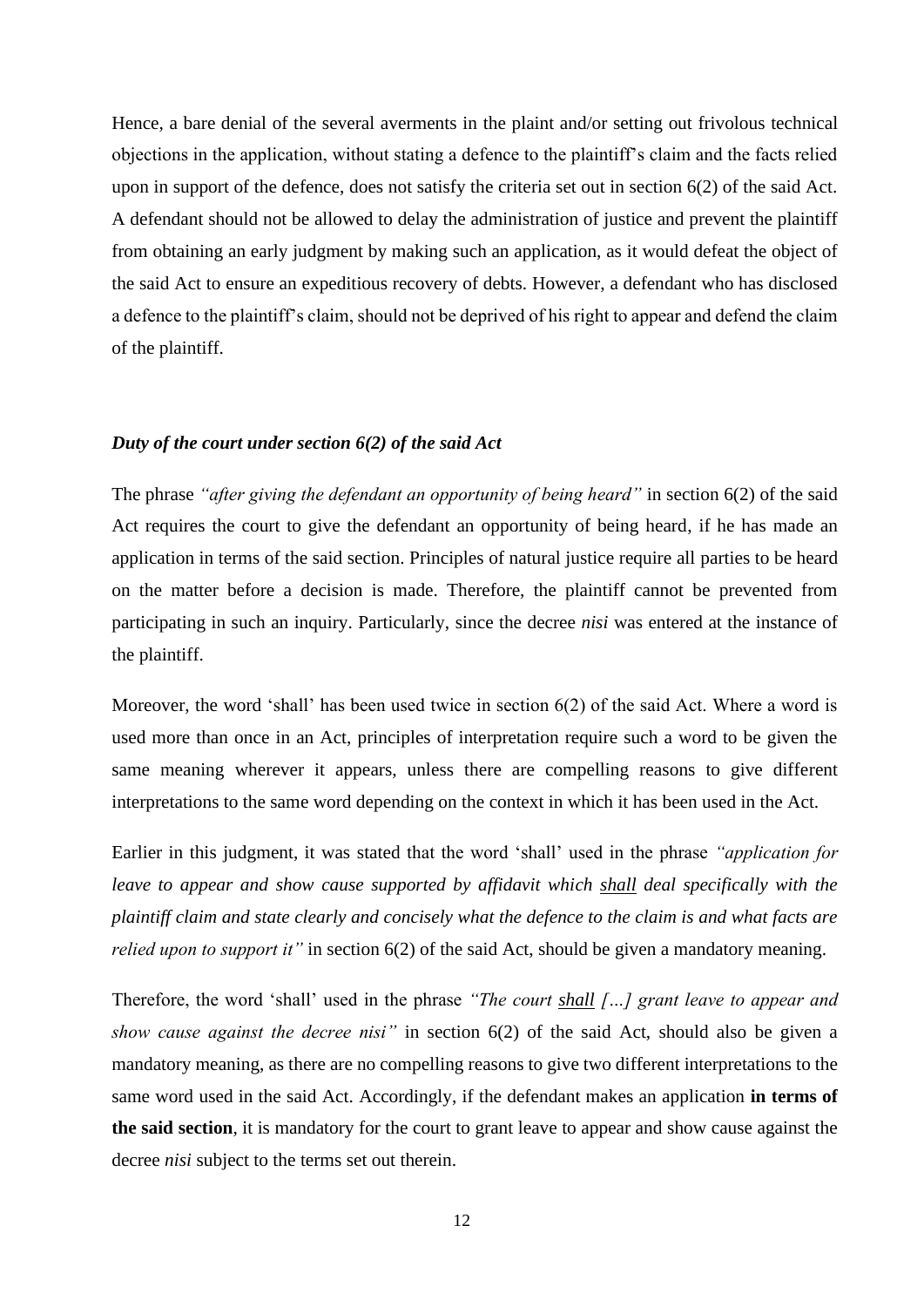Hence, a bare denial of the several averments in the plaint and/or setting out frivolous technical objections in the application, without stating a defence to the plaintiff's claim and the facts relied upon in support of the defence, does not satisfy the criteria set out in section 6(2) of the said Act. A defendant should not be allowed to delay the administration of justice and prevent the plaintiff from obtaining an early judgment by making such an application, as it would defeat the object of the said Act to ensure an expeditious recovery of debts. However, a defendant who has disclosed a defence to the plaintiff's claim, should not be deprived of his right to appear and defend the claim of the plaintiff.

***Duty of the court under section 6(2) of the said Act***

The phrase *"after giving the defendant an opportunity of being heard"* in section 6(2) of the said Act requires the court to give the defendant an opportunity of being heard, if he has made an application in terms of the said section. Principles of natural justice require all parties to be heard on the matter before a decision is made. Therefore, the plaintiff cannot be prevented from participating in such an inquiry. Particularly, since the decree *nisi* was entered at the instance of the plaintiff.

Moreover, the word 'shall' has been used twice in section 6(2) of the said Act. Where a word is used more than once in an Act, principles of interpretation require such a word to be given the same meaning wherever it appears, unless there are compelling reasons to give different interpretations to the same word depending on the context in which it has been used in the Act.

Earlier in this judgment, it was stated that the word 'shall' used in the phrase *"application for leave to appear and show cause supported by affidavit which <u>shall</u> deal specifically with the plaintiff claim and state clearly and concisely what the defence to the claim is and what facts are relied upon to support it"* in section 6(2) of the said Act, should be given a mandatory meaning.

Therefore, the word 'shall' used in the phrase *"The court <u>shall</u> […] grant leave to appear and show cause against the decree nisi"* in section 6(2) of the said Act, should also be given a mandatory meaning, as there are no compelling reasons to give two different interpretations to the same word used in the said Act. Accordingly, if the defendant makes an application **in terms of the said section**, it is mandatory for the court to grant leave to appear and show cause against the decree *nisi* subject to the terms set out therein.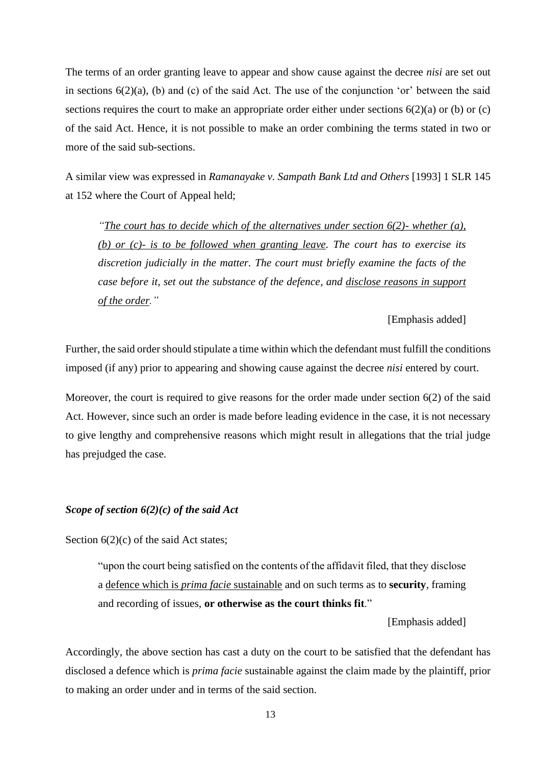The terms of an order granting leave to appear and show cause against the decree *nisi* are set out in sections 6(2)(a), (b) and (c) of the said Act. The use of the conjunction 'or' between the said sections requires the court to make an appropriate order either under sections 6(2)(a) or (b) or (c) of the said Act. Hence, it is not possible to make an order combining the terms stated in two or more of the said sub-sections.

A similar view was expressed in *Ramanayake v. Sampath Bank Ltd and Others* [1993] 1 SLR 145 at 152 where the Court of Appeal held;

> *"<u>The court has to decide which of the alternatives under section 6(2)- whether (a), (b) or (c)- is to be followed when granting leave</u>. The court has to exercise its discretion judicially in the matter. The court must briefly examine the facts of the case before it, set out the substance of the defence, and <u>disclose reasons in support of the order</u>."*
>
> [Emphasis added]

Further, the said order should stipulate a time within which the defendant must fulfill the conditions imposed (if any) prior to appearing and showing cause against the decree *nisi* entered by court.

Moreover, the court is required to give reasons for the order made under section 6(2) of the said Act. However, since such an order is made before leading evidence in the case, it is not necessary to give lengthy and comprehensive reasons which might result in allegations that the trial judge has prejudged the case.

### ***Scope of section 6(2)(c) of the said Act***

Section 6(2)(c) of the said Act states;

> "upon the court being satisfied on the contents of the affidavit filed, that they disclose a <u>defence which is *prima facie* sustainable</u> and on such terms as to **security**, framing and recording of issues, **or otherwise as the court thinks fit**."
>
> [Emphasis added]

Accordingly, the above section has cast a duty on the court to be satisfied that the defendant has disclosed a defence which is *prima facie* sustainable against the claim made by the plaintiff, prior to making an order under and in terms of the said section.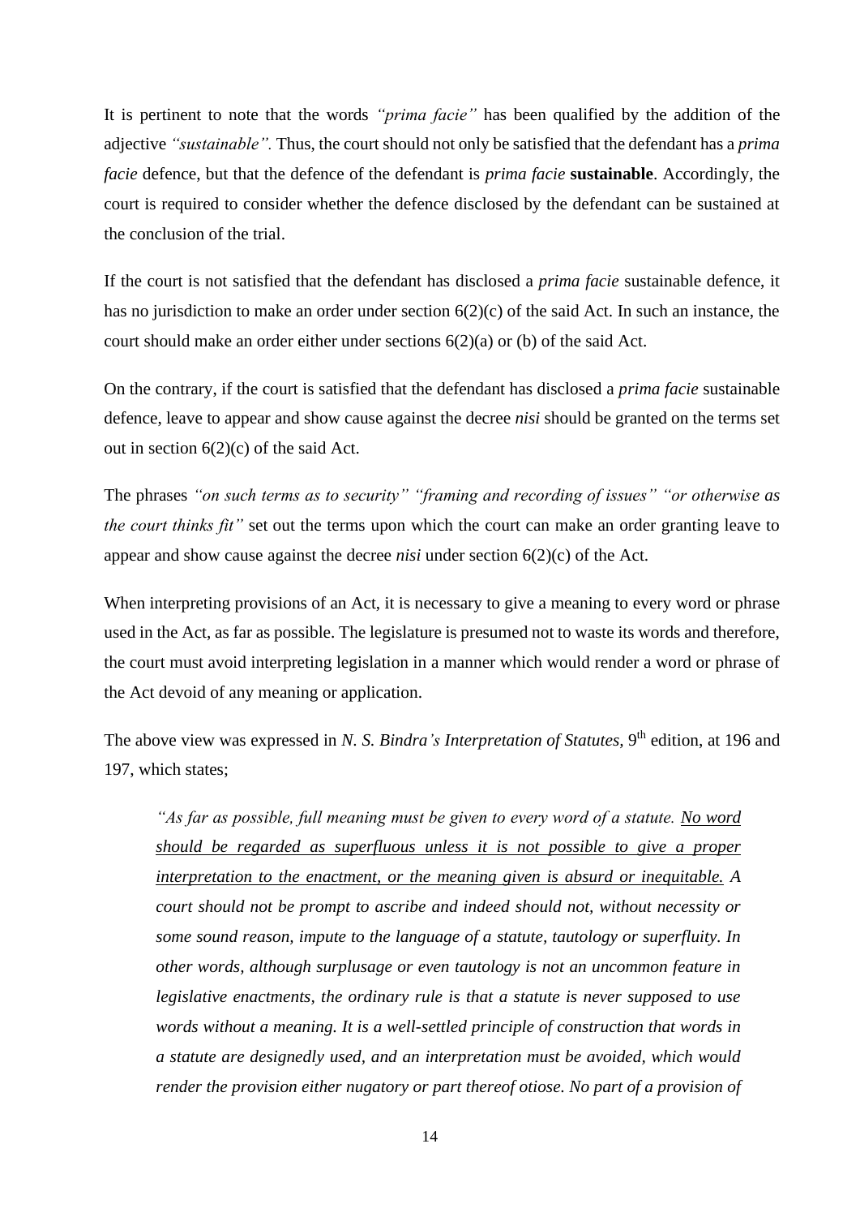It is pertinent to note that the words *"prima facie"* has been qualified by the addition of the adjective *"sustainable".* Thus, the court should not only be satisfied that the defendant has a *prima facie* defence, but that the defence of the defendant is *prima facie* **sustainable**. Accordingly, the court is required to consider whether the defence disclosed by the defendant can be sustained at the conclusion of the trial.

If the court is not satisfied that the defendant has disclosed a *prima facie* sustainable defence, it has no jurisdiction to make an order under section 6(2)(c) of the said Act. In such an instance, the court should make an order either under sections 6(2)(a) or (b) of the said Act.

On the contrary, if the court is satisfied that the defendant has disclosed a *prima facie* sustainable defence, leave to appear and show cause against the decree *nisi* should be granted on the terms set out in section 6(2)(c) of the said Act.

The phrases *"on such terms as to security" "framing and recording of issues" "or otherwise as the court thinks fit"* set out the terms upon which the court can make an order granting leave to appear and show cause against the decree *nisi* under section 6(2)(c) of the Act.

When interpreting provisions of an Act, it is necessary to give a meaning to every word or phrase used in the Act, as far as possible. The legislature is presumed not to waste its words and therefore, the court must avoid interpreting legislation in a manner which would render a word or phrase of the Act devoid of any meaning or application.

The above view was expressed in *N. S. Bindra's Interpretation of Statutes*, 9th edition, at 196 and 197, which states;

> *"As far as possible, full meaning must be given to every word of a statute. <u>No word should be regarded as superfluous unless it is not possible to give a proper interpretation to the enactment, or the meaning given is absurd or inequitable.</u> A court should not be prompt to ascribe and indeed should not, without necessity or some sound reason, impute to the language of a statute, tautology or superfluity. In other words, although surplusage or even tautology is not an uncommon feature in legislative enactments, the ordinary rule is that a statute is never supposed to use words without a meaning. It is a well-settled principle of construction that words in a statute are designedly used, and an interpretation must be avoided, which would render the provision either nugatory or part thereof otiose. No part of a provision of*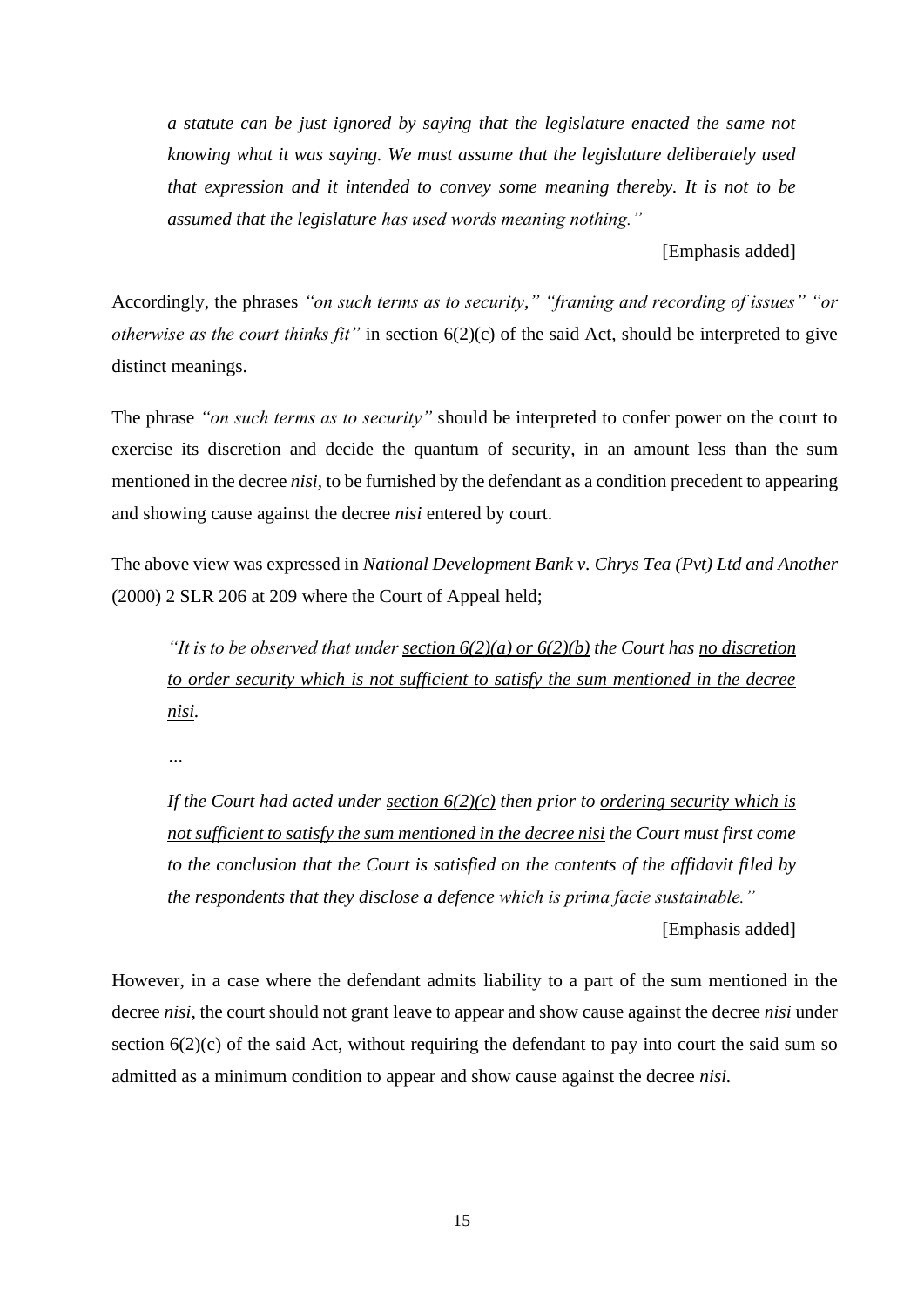> *a statute can be just ignored by saying that the legislature enacted the same not knowing what it was saying. We must assume that the legislature deliberately used that expression and it intended to convey some meaning thereby. It is not to be assumed that the legislature has used words meaning nothing."*
>
> [Emphasis added]

Accordingly, the phrases *"on such terms as to security," "framing and recording of issues" "or otherwise as the court thinks fit"* in section 6(2)(c) of the said Act, should be interpreted to give distinct meanings.

The phrase *"on such terms as to security"* should be interpreted to confer power on the court to exercise its discretion and decide the quantum of security, in an amount less than the sum mentioned in the decree *nisi*, to be furnished by the defendant as a condition precedent to appearing and showing cause against the decree *nisi* entered by court.

The above view was expressed in *National Development Bank v. Chrys Tea (Pvt) Ltd and Another* (2000) 2 SLR 206 at 209 where the Court of Appeal held;

> *"It is to be observed that under <u>section 6(2)(a) or 6(2)(b)</u> the Court has <u>no discretion to order security which is not sufficient to satisfy the sum mentioned in the decree nisi</u>.*
>
> *…*
>
> *If the Court had acted under <u>section 6(2)(c)</u> then prior to <u>ordering security which is not sufficient to satisfy the sum mentioned in the decree nisi</u> the Court must first come to the conclusion that the Court is satisfied on the contents of the affidavit filed by the respondents that they disclose a defence which is prima facie sustainable."*
>
> [Emphasis added]

However, in a case where the defendant admits liability to a part of the sum mentioned in the decree *nisi*, the court should not grant leave to appear and show cause against the decree *nisi* under section 6(2)(c) of the said Act, without requiring the defendant to pay into court the said sum so admitted as a minimum condition to appear and show cause against the decree *nisi.*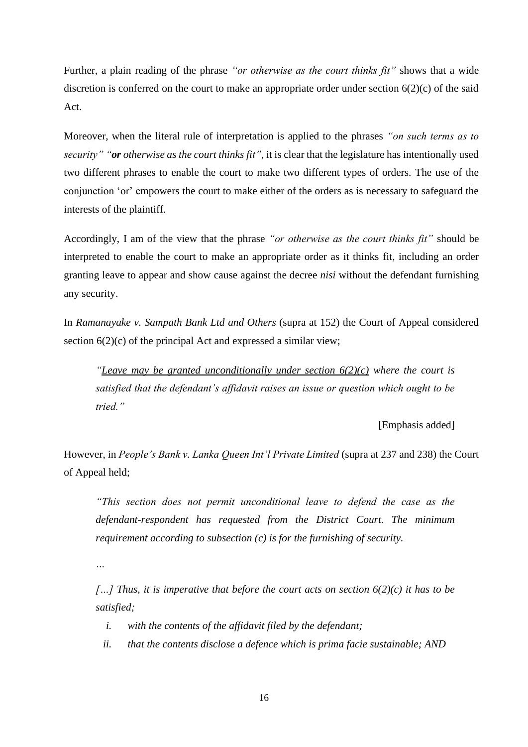Further, a plain reading of the phrase *"or otherwise as the court thinks fit"* shows that a wide discretion is conferred on the court to make an appropriate order under section 6(2)(c) of the said Act.

Moreover, when the literal rule of interpretation is applied to the phrases *"on such terms as to security" "**or** otherwise as the court thinks fit"*, it is clear that the legislature has intentionally used two different phrases to enable the court to make two different types of orders. The use of the conjunction 'or' empowers the court to make either of the orders as is necessary to safeguard the interests of the plaintiff.

Accordingly, I am of the view that the phrase *"or otherwise as the court thinks fit"* should be interpreted to enable the court to make an appropriate order as it thinks fit, including an order granting leave to appear and show cause against the decree *nisi* without the defendant furnishing any security.

In *Ramanayake v. Sampath Bank Ltd and Others* (supra at 152) the Court of Appeal considered section 6(2)(c) of the principal Act and expressed a similar view;

> *"<u>Leave may be granted unconditionally under section 6(2)(c)</u> where the court is satisfied that the defendant's affidavit raises an issue or question which ought to be tried."*
>
> [Emphasis added]

However, in *People's Bank v. Lanka Queen Int'l Private Limited* (supra at 237 and 238) the Court of Appeal held;

> *"This section does not permit unconditional leave to defend the case as the defendant-respondent has requested from the District Court. The minimum requirement according to subsection (c) is for the furnishing of security.*
>
> *…*
>
> *[…] Thus, it is imperative that before the court acts on section 6(2)(c) it has to be satisfied;*
>
> *i. with the contents of the affidavit filed by the defendant;*
>
> *ii. that the contents disclose a defence which is prima facie sustainable; AND*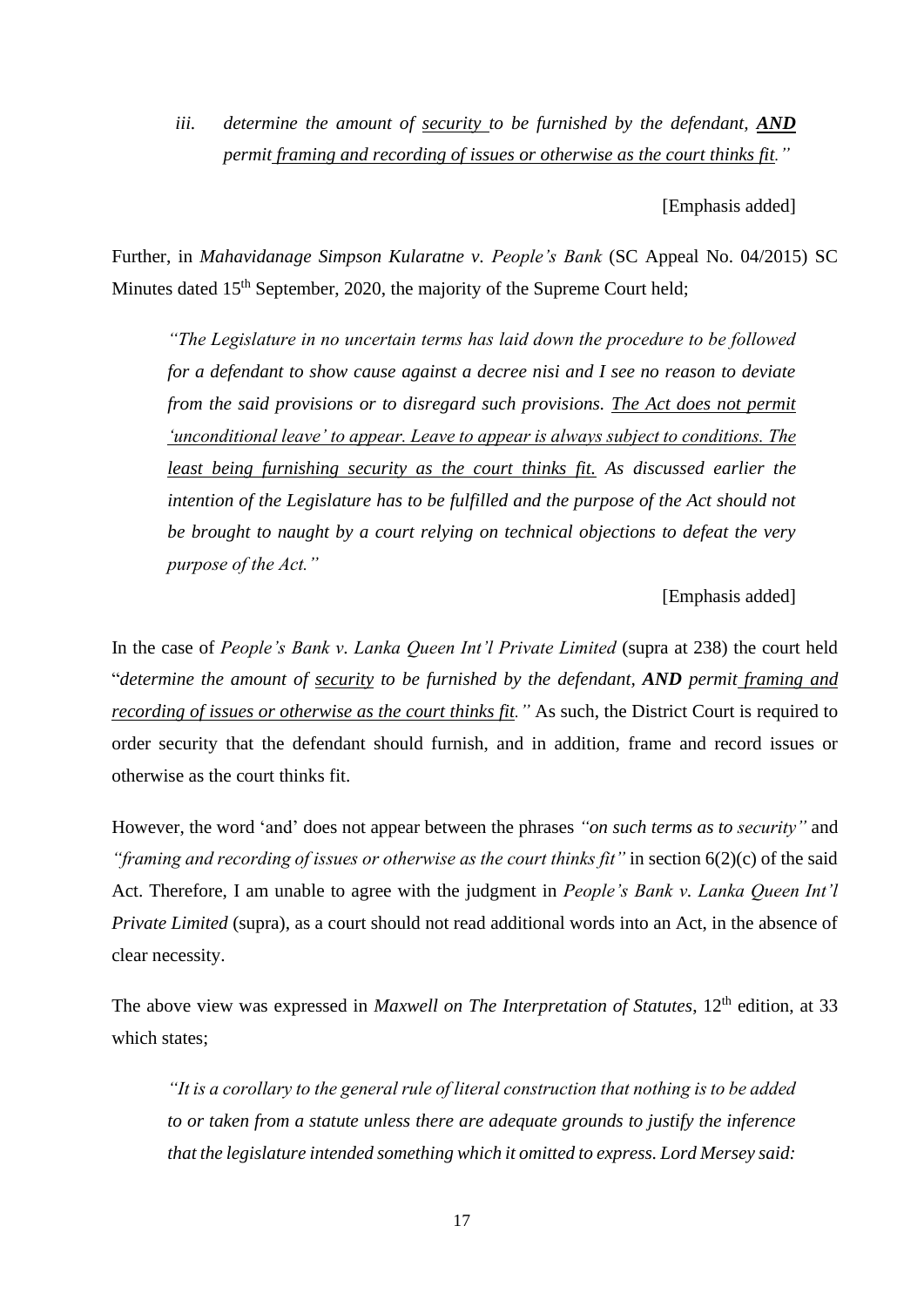> *iii. determine the amount of security to be furnished by the defendant, **AND** permit framing and recording of issues or otherwise as the court thinks fit."*

[Emphasis added]

Further, in *Mahavidanage Simpson Kularatne v. People's Bank* (SC Appeal No. 04/2015) SC Minutes dated 15th September, 2020, the majority of the Supreme Court held;

> *"The Legislature in no uncertain terms has laid down the procedure to be followed for a defendant to show cause against a decree nisi and I see no reason to deviate from the said provisions or to disregard such provisions. The Act does not permit 'unconditional leave' to appear. Leave to appear is always subject to conditions. The least being furnishing security as the court thinks fit. As discussed earlier the intention of the Legislature has to be fulfilled and the purpose of the Act should not be brought to naught by a court relying on technical objections to defeat the very purpose of the Act."*

[Emphasis added]

In the case of *People's Bank v. Lanka Queen Int'l Private Limited* (supra at 238) the court held "*determine the amount of security to be furnished by the defendant, **AND** permit framing and recording of issues or otherwise as the court thinks fit."* As such, the District Court is required to order security that the defendant should furnish, and in addition, frame and record issues or otherwise as the court thinks fit.

However, the word 'and' does not appear between the phrases *"on such terms as to security"* and *"framing and recording of issues or otherwise as the court thinks fit"* in section 6(2)(c) of the said Act. Therefore, I am unable to agree with the judgment in *People's Bank v. Lanka Queen Int'l Private Limited* (supra), as a court should not read additional words into an Act, in the absence of clear necessity.

The above view was expressed in *Maxwell on The Interpretation of Statutes*, 12th edition, at 33 which states;

> *"It is a corollary to the general rule of literal construction that nothing is to be added to or taken from a statute unless there are adequate grounds to justify the inference that the legislature intended something which it omitted to express. Lord Mersey said:*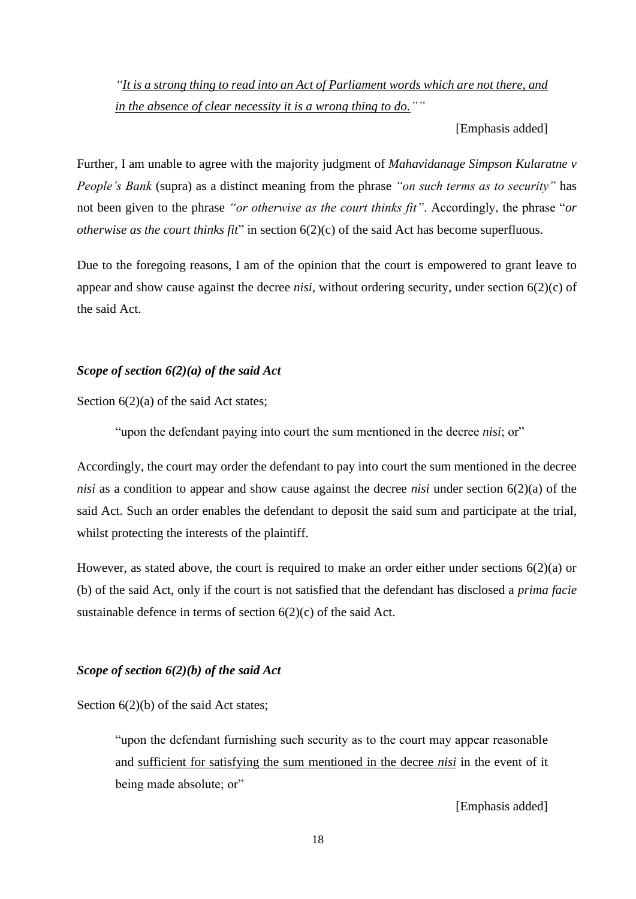> *"<u>It is a strong thing to read into an Act of Parliament words which are not there, and in the absence of clear necessity it is a wrong thing to do.</u>""*
>
> [Emphasis added]

Further, I am unable to agree with the majority judgment of *Mahavidanage Simpson Kularatne v People's Bank* (supra) as a distinct meaning from the phrase *"on such terms as to security"* has not been given to the phrase *"or otherwise as the court thinks fit"*. Accordingly, the phrase "*or otherwise as the court thinks fit*" in section 6(2)(c) of the said Act has become superfluous.

Due to the foregoing reasons, I am of the opinion that the court is empowered to grant leave to appear and show cause against the decree *nisi*, without ordering security, under section 6(2)(c) of the said Act.

### *Scope of section 6(2)(a) of the said Act*

Section 6(2)(a) of the said Act states;

> "upon the defendant paying into court the sum mentioned in the decree *nisi*; or"

Accordingly, the court may order the defendant to pay into court the sum mentioned in the decree *nisi* as a condition to appear and show cause against the decree *nisi* under section 6(2)(a) of the said Act. Such an order enables the defendant to deposit the said sum and participate at the trial, whilst protecting the interests of the plaintiff.

However, as stated above, the court is required to make an order either under sections 6(2)(a) or (b) of the said Act, only if the court is not satisfied that the defendant has disclosed a *prima facie* sustainable defence in terms of section 6(2)(c) of the said Act.

### *Scope of section 6(2)(b) of the said Act*

Section 6(2)(b) of the said Act states;

> "upon the defendant furnishing such security as to the court may appear reasonable and <u>sufficient for satisfying the sum mentioned in the decree *nisi*</u> in the event of it being made absolute; or"
>
> [Emphasis added]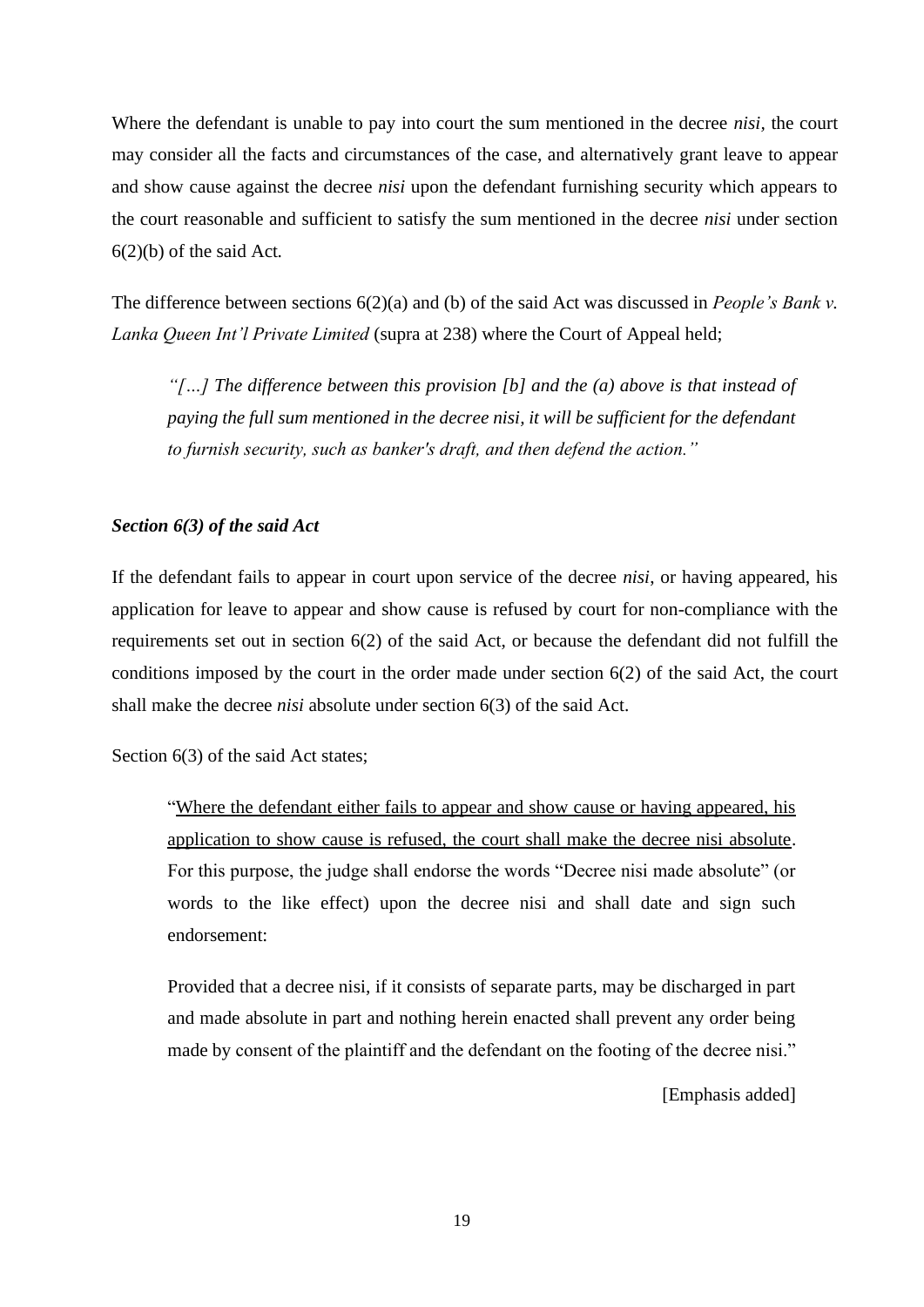Where the defendant is unable to pay into court the sum mentioned in the decree *nisi*, the court may consider all the facts and circumstances of the case, and alternatively grant leave to appear and show cause against the decree *nisi* upon the defendant furnishing security which appears to the court reasonable and sufficient to satisfy the sum mentioned in the decree *nisi* under section 6(2)(b) of the said Act.

The difference between sections 6(2)(a) and (b) of the said Act was discussed in *People's Bank v. Lanka Queen Int'l Private Limited* (supra at 238) where the Court of Appeal held;

> *"[…] The difference between this provision [b] and the (a) above is that instead of paying the full sum mentioned in the decree nisi, it will be sufficient for the defendant to furnish security, such as banker's draft, and then defend the action."*

***Section 6(3) of the said Act***

If the defendant fails to appear in court upon service of the decree *nisi*, or having appeared, his application for leave to appear and show cause is refused by court for non-compliance with the requirements set out in section 6(2) of the said Act, or because the defendant did not fulfill the conditions imposed by the court in the order made under section 6(2) of the said Act, the court shall make the decree *nisi* absolute under section 6(3) of the said Act.

Section 6(3) of the said Act states;

> "<u>Where the defendant either fails to appear and show cause or having appeared, his application to show cause is refused, the court shall make the decree nisi absolute</u>. For this purpose, the judge shall endorse the words "Decree nisi made absolute" (or words to the like effect) upon the decree nisi and shall date and sign such endorsement:
>
> Provided that a decree nisi, if it consists of separate parts, may be discharged in part and made absolute in part and nothing herein enacted shall prevent any order being made by consent of the plaintiff and the defendant on the footing of the decree nisi."
>
> [Emphasis added]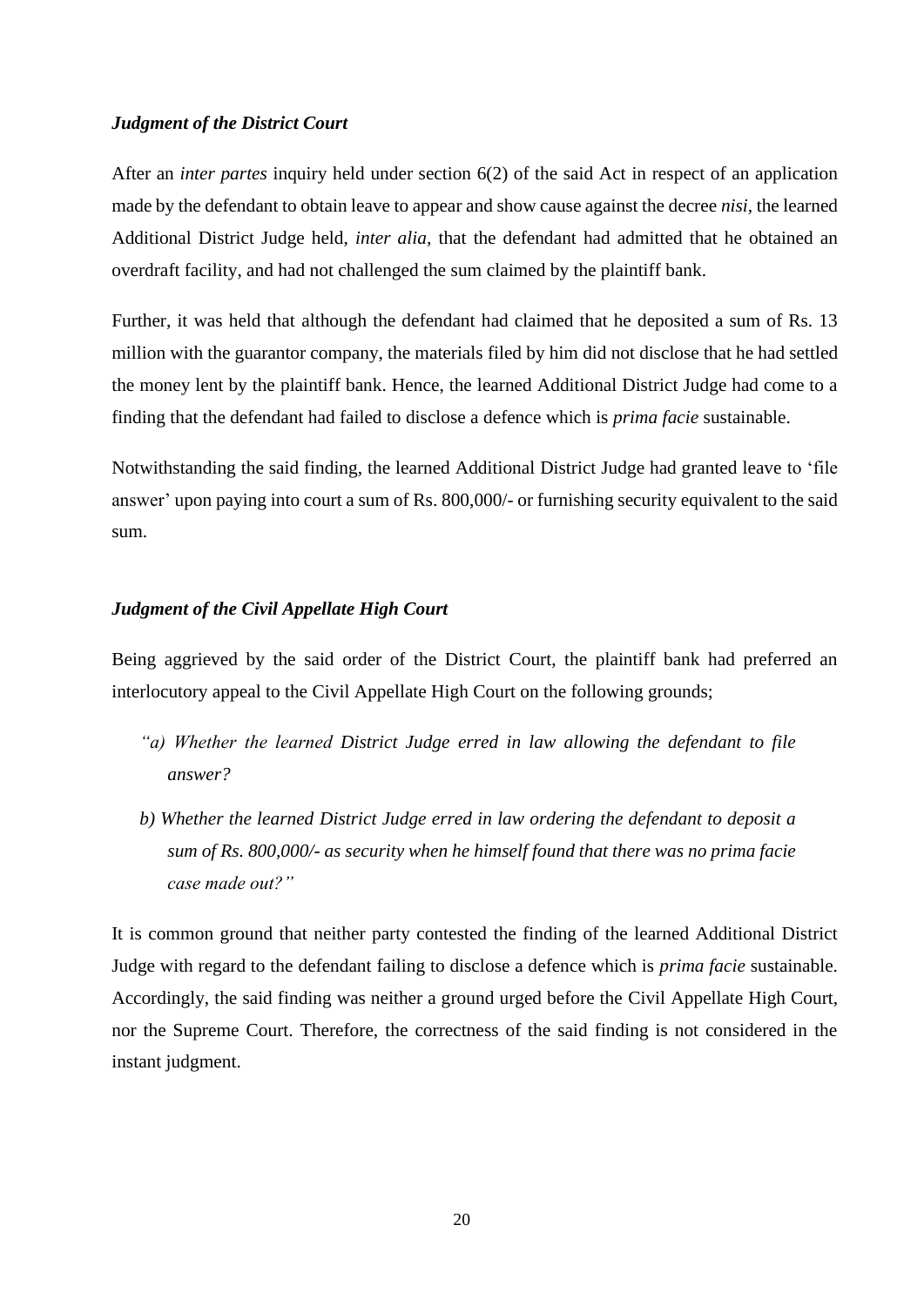***Judgment of the District Court***

After an *inter partes* inquiry held under section 6(2) of the said Act in respect of an application made by the defendant to obtain leave to appear and show cause against the decree *nisi*, the learned Additional District Judge held, *inter alia*, that the defendant had admitted that he obtained an overdraft facility, and had not challenged the sum claimed by the plaintiff bank.

Further, it was held that although the defendant had claimed that he deposited a sum of Rs. 13 million with the guarantor company, the materials filed by him did not disclose that he had settled the money lent by the plaintiff bank. Hence, the learned Additional District Judge had come to a finding that the defendant had failed to disclose a defence which is *prima facie* sustainable.

Notwithstanding the said finding, the learned Additional District Judge had granted leave to 'file answer' upon paying into court a sum of Rs. 800,000/- or furnishing security equivalent to the said sum.

***Judgment of the Civil Appellate High Court***

Being aggrieved by the said order of the District Court, the plaintiff bank had preferred an interlocutory appeal to the Civil Appellate High Court on the following grounds;

> *"a) Whether the learned District Judge erred in law allowing the defendant to file answer?*
>
> *b) Whether the learned District Judge erred in law ordering the defendant to deposit a sum of Rs. 800,000/- as security when he himself found that there was no prima facie case made out?"*

It is common ground that neither party contested the finding of the learned Additional District Judge with regard to the defendant failing to disclose a defence which is *prima facie* sustainable. Accordingly, the said finding was neither a ground urged before the Civil Appellate High Court, nor the Supreme Court. Therefore, the correctness of the said finding is not considered in the instant judgment.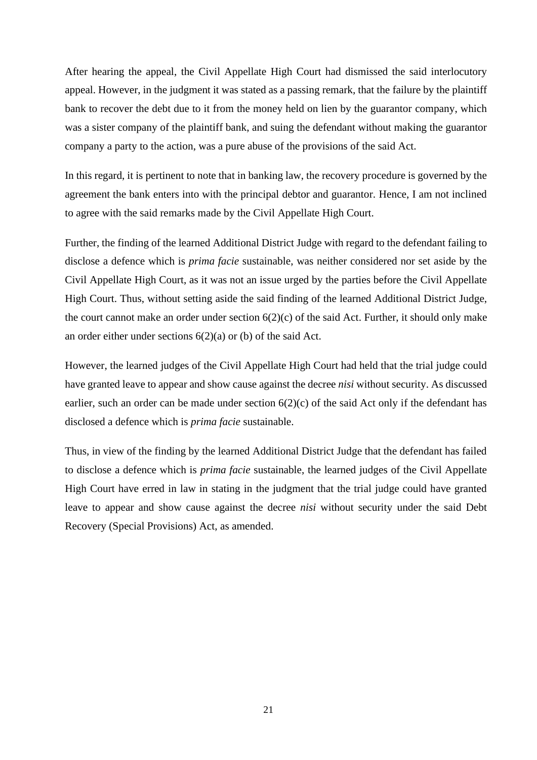After hearing the appeal, the Civil Appellate High Court had dismissed the said interlocutory appeal. However, in the judgment it was stated as a passing remark, that the failure by the plaintiff bank to recover the debt due to it from the money held on lien by the guarantor company, which was a sister company of the plaintiff bank, and suing the defendant without making the guarantor company a party to the action, was a pure abuse of the provisions of the said Act.

In this regard, it is pertinent to note that in banking law, the recovery procedure is governed by the agreement the bank enters into with the principal debtor and guarantor. Hence, I am not inclined to agree with the said remarks made by the Civil Appellate High Court.

Further, the finding of the learned Additional District Judge with regard to the defendant failing to disclose a defence which is *prima facie* sustainable, was neither considered nor set aside by the Civil Appellate High Court, as it was not an issue urged by the parties before the Civil Appellate High Court. Thus, without setting aside the said finding of the learned Additional District Judge, the court cannot make an order under section 6(2)(c) of the said Act. Further, it should only make an order either under sections 6(2)(a) or (b) of the said Act.

However, the learned judges of the Civil Appellate High Court had held that the trial judge could have granted leave to appear and show cause against the decree *nisi* without security. As discussed earlier, such an order can be made under section 6(2)(c) of the said Act only if the defendant has disclosed a defence which is *prima facie* sustainable.

Thus, in view of the finding by the learned Additional District Judge that the defendant has failed to disclose a defence which is *prima facie* sustainable, the learned judges of the Civil Appellate High Court have erred in law in stating in the judgment that the trial judge could have granted leave to appear and show cause against the decree *nisi* without security under the said Debt Recovery (Special Provisions) Act, as amended.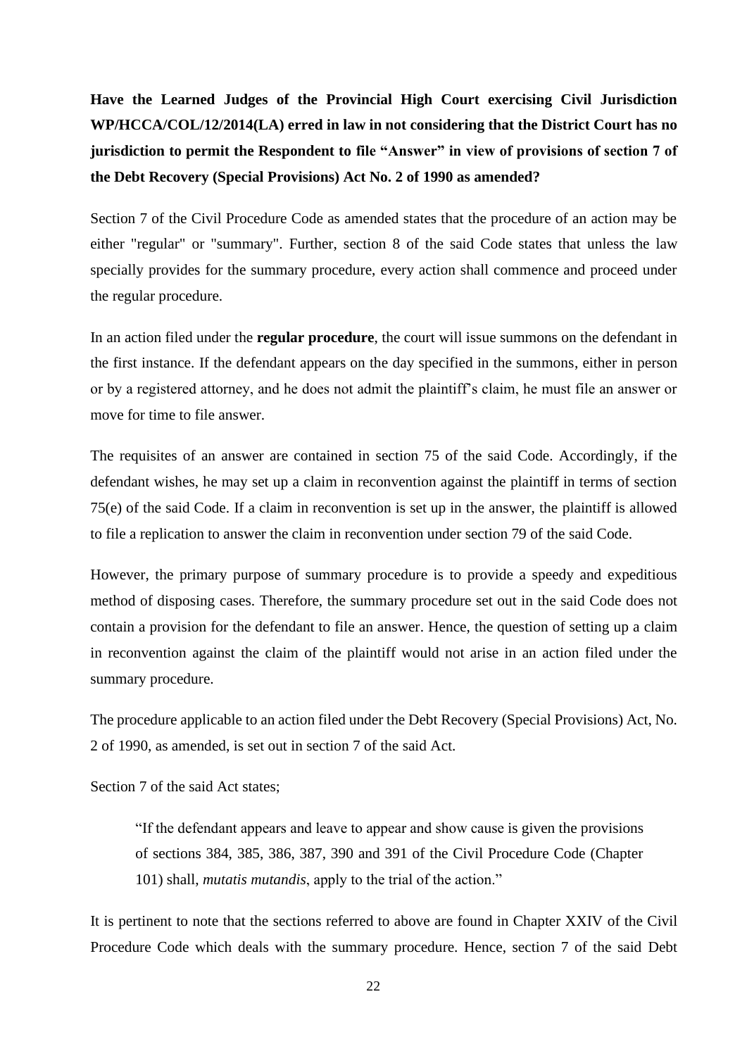**Have the Learned Judges of the Provincial High Court exercising Civil Jurisdiction WP/HCCA/COL/12/2014(LA) erred in law in not considering that the District Court has no jurisdiction to permit the Respondent to file "Answer" in view of provisions of section 7 of the Debt Recovery (Special Provisions) Act No. 2 of 1990 as amended?**

Section 7 of the Civil Procedure Code as amended states that the procedure of an action may be either "regular" or "summary". Further, section 8 of the said Code states that unless the law specially provides for the summary procedure, every action shall commence and proceed under the regular procedure.

In an action filed under the **regular procedure**, the court will issue summons on the defendant in the first instance. If the defendant appears on the day specified in the summons, either in person or by a registered attorney, and he does not admit the plaintiff's claim, he must file an answer or move for time to file answer.

The requisites of an answer are contained in section 75 of the said Code. Accordingly, if the defendant wishes, he may set up a claim in reconvention against the plaintiff in terms of section 75(e) of the said Code. If a claim in reconvention is set up in the answer, the plaintiff is allowed to file a replication to answer the claim in reconvention under section 79 of the said Code.

However, the primary purpose of summary procedure is to provide a speedy and expeditious method of disposing cases. Therefore, the summary procedure set out in the said Code does not contain a provision for the defendant to file an answer. Hence, the question of setting up a claim in reconvention against the claim of the plaintiff would not arise in an action filed under the summary procedure.

The procedure applicable to an action filed under the Debt Recovery (Special Provisions) Act, No. 2 of 1990, as amended, is set out in section 7 of the said Act.

Section 7 of the said Act states;

> "If the defendant appears and leave to appear and show cause is given the provisions of sections 384, 385, 386, 387, 390 and 391 of the Civil Procedure Code (Chapter 101) shall, *mutatis mutandis*, apply to the trial of the action."

It is pertinent to note that the sections referred to above are found in Chapter XXIV of the Civil Procedure Code which deals with the summary procedure. Hence, section 7 of the said Debt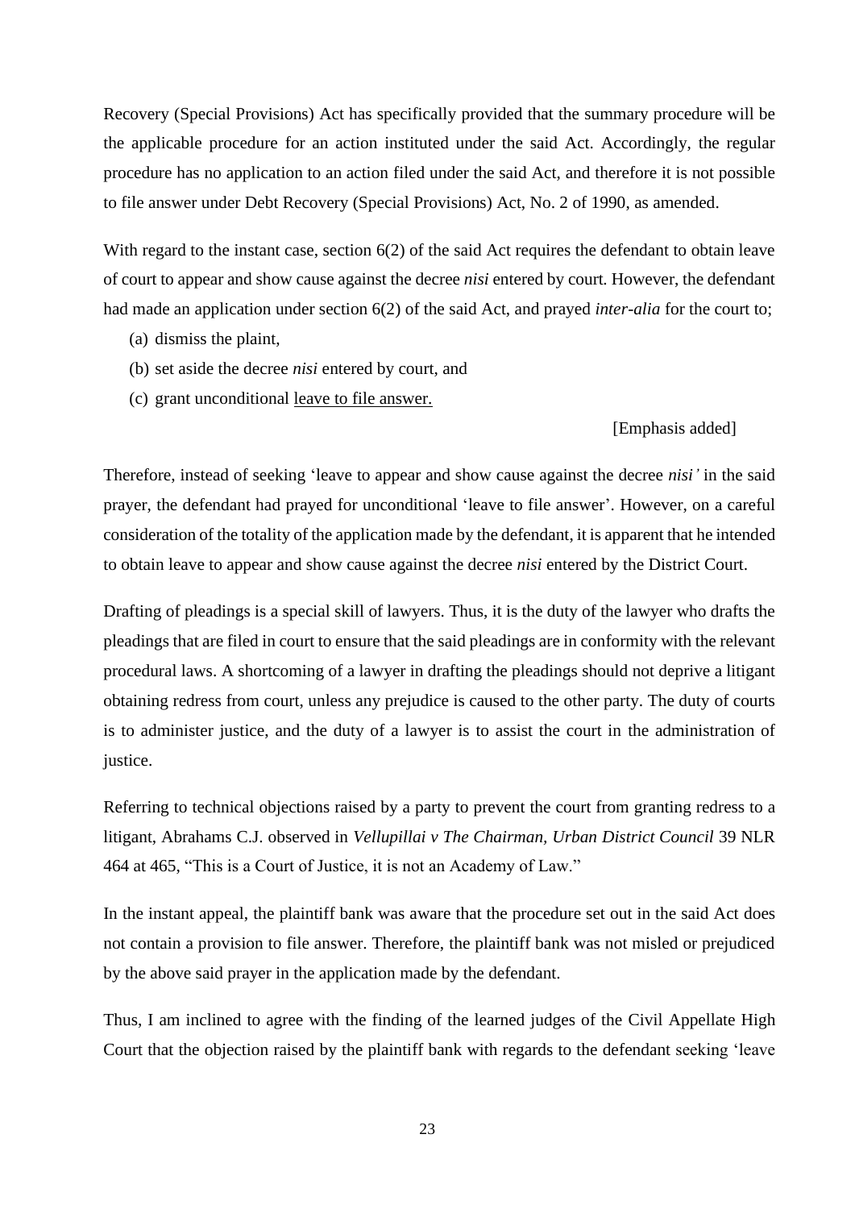Recovery (Special Provisions) Act has specifically provided that the summary procedure will be the applicable procedure for an action instituted under the said Act. Accordingly, the regular procedure has no application to an action filed under the said Act, and therefore it is not possible to file answer under Debt Recovery (Special Provisions) Act, No. 2 of 1990, as amended.

With regard to the instant case, section 6(2) of the said Act requires the defendant to obtain leave of court to appear and show cause against the decree *nisi* entered by court. However, the defendant had made an application under section 6(2) of the said Act, and prayed *inter-alia* for the court to;

(a) dismiss the plaint,

(b) set aside the decree *nisi* entered by court, and

(c) grant unconditional <u>leave to file answer.</u>

[Emphasis added]

Therefore, instead of seeking 'leave to appear and show cause against the decree *nisi'* in the said prayer, the defendant had prayed for unconditional 'leave to file answer'. However, on a careful consideration of the totality of the application made by the defendant, it is apparent that he intended to obtain leave to appear and show cause against the decree *nisi* entered by the District Court.

Drafting of pleadings is a special skill of lawyers. Thus, it is the duty of the lawyer who drafts the pleadings that are filed in court to ensure that the said pleadings are in conformity with the relevant procedural laws. A shortcoming of a lawyer in drafting the pleadings should not deprive a litigant obtaining redress from court, unless any prejudice is caused to the other party. The duty of courts is to administer justice, and the duty of a lawyer is to assist the court in the administration of justice.

Referring to technical objections raised by a party to prevent the court from granting redress to a litigant, Abrahams C.J. observed in *Vellupillai v The Chairman, Urban District Council* 39 NLR 464 at 465, "This is a Court of Justice, it is not an Academy of Law."

In the instant appeal, the plaintiff bank was aware that the procedure set out in the said Act does not contain a provision to file answer. Therefore, the plaintiff bank was not misled or prejudiced by the above said prayer in the application made by the defendant.

Thus, I am inclined to agree with the finding of the learned judges of the Civil Appellate High Court that the objection raised by the plaintiff bank with regards to the defendant seeking 'leave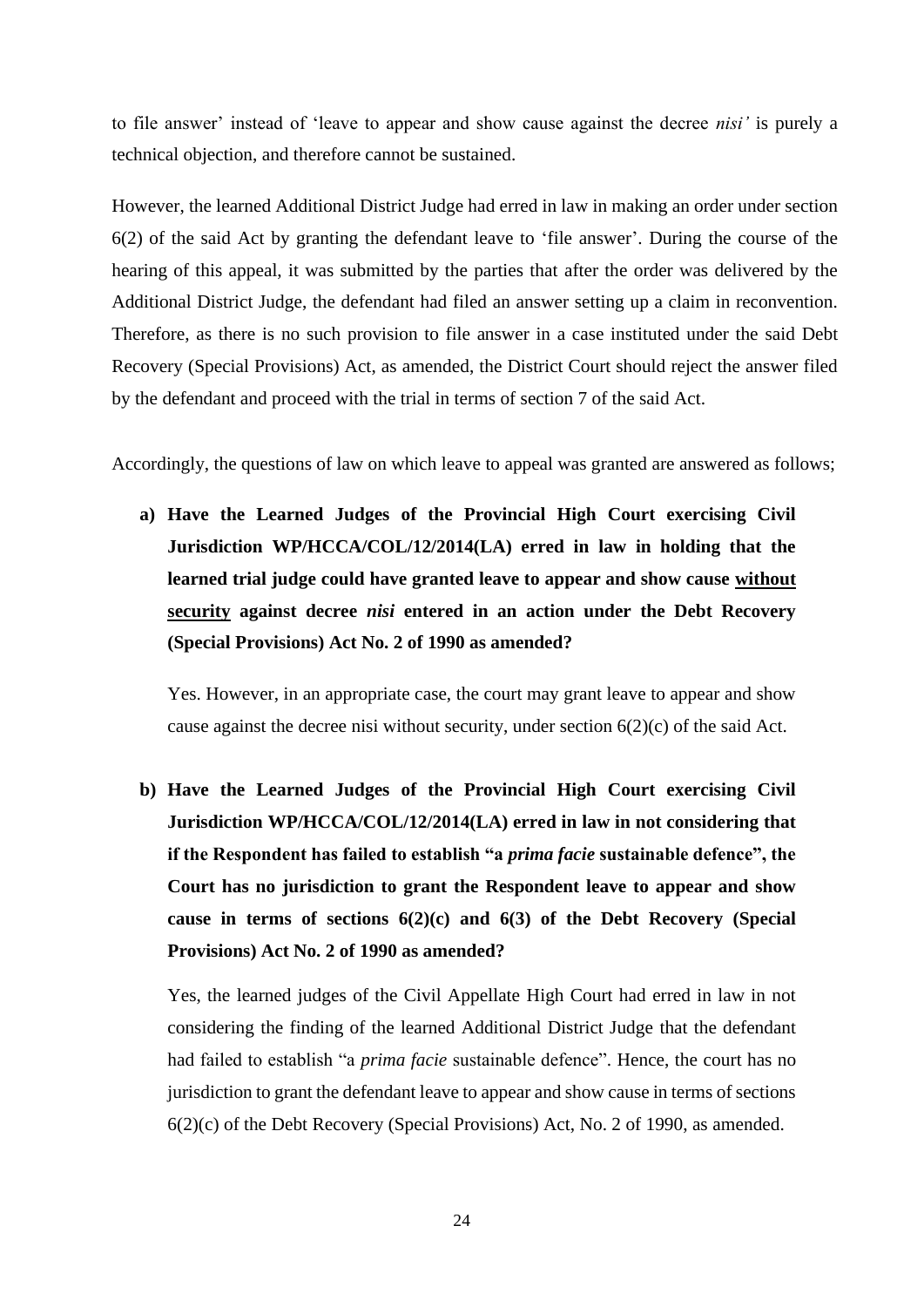to file answer' instead of 'leave to appear and show cause against the decree *nisi'* is purely a technical objection, and therefore cannot be sustained.

However, the learned Additional District Judge had erred in law in making an order under section 6(2) of the said Act by granting the defendant leave to 'file answer'. During the course of the hearing of this appeal, it was submitted by the parties that after the order was delivered by the Additional District Judge, the defendant had filed an answer setting up a claim in reconvention. Therefore, as there is no such provision to file answer in a case instituted under the said Debt Recovery (Special Provisions) Act, as amended, the District Court should reject the answer filed by the defendant and proceed with the trial in terms of section 7 of the said Act.

Accordingly, the questions of law on which leave to appeal was granted are answered as follows;

a) **Have the Learned Judges of the Provincial High Court exercising Civil Jurisdiction WP/HCCA/COL/12/2014(LA) erred in law in holding that the learned trial judge could have granted leave to appear and show cause <u>without security</u> against decree *nisi* entered in an action under the Debt Recovery (Special Provisions) Act No. 2 of 1990 as amended?**

   Yes. However, in an appropriate case, the court may grant leave to appear and show cause against the decree nisi without security, under section 6(2)(c) of the said Act.

b) **Have the Learned Judges of the Provincial High Court exercising Civil Jurisdiction WP/HCCA/COL/12/2014(LA) erred in law in not considering that if the Respondent has failed to establish "a *prima facie* sustainable defence", the Court has no jurisdiction to grant the Respondent leave to appear and show cause in terms of sections 6(2)(c) and 6(3) of the Debt Recovery (Special Provisions) Act No. 2 of 1990 as amended?**

   Yes, the learned judges of the Civil Appellate High Court had erred in law in not considering the finding of the learned Additional District Judge that the defendant had failed to establish "a *prima facie* sustainable defence". Hence, the court has no jurisdiction to grant the defendant leave to appear and show cause in terms of sections 6(2)(c) of the Debt Recovery (Special Provisions) Act, No. 2 of 1990, as amended.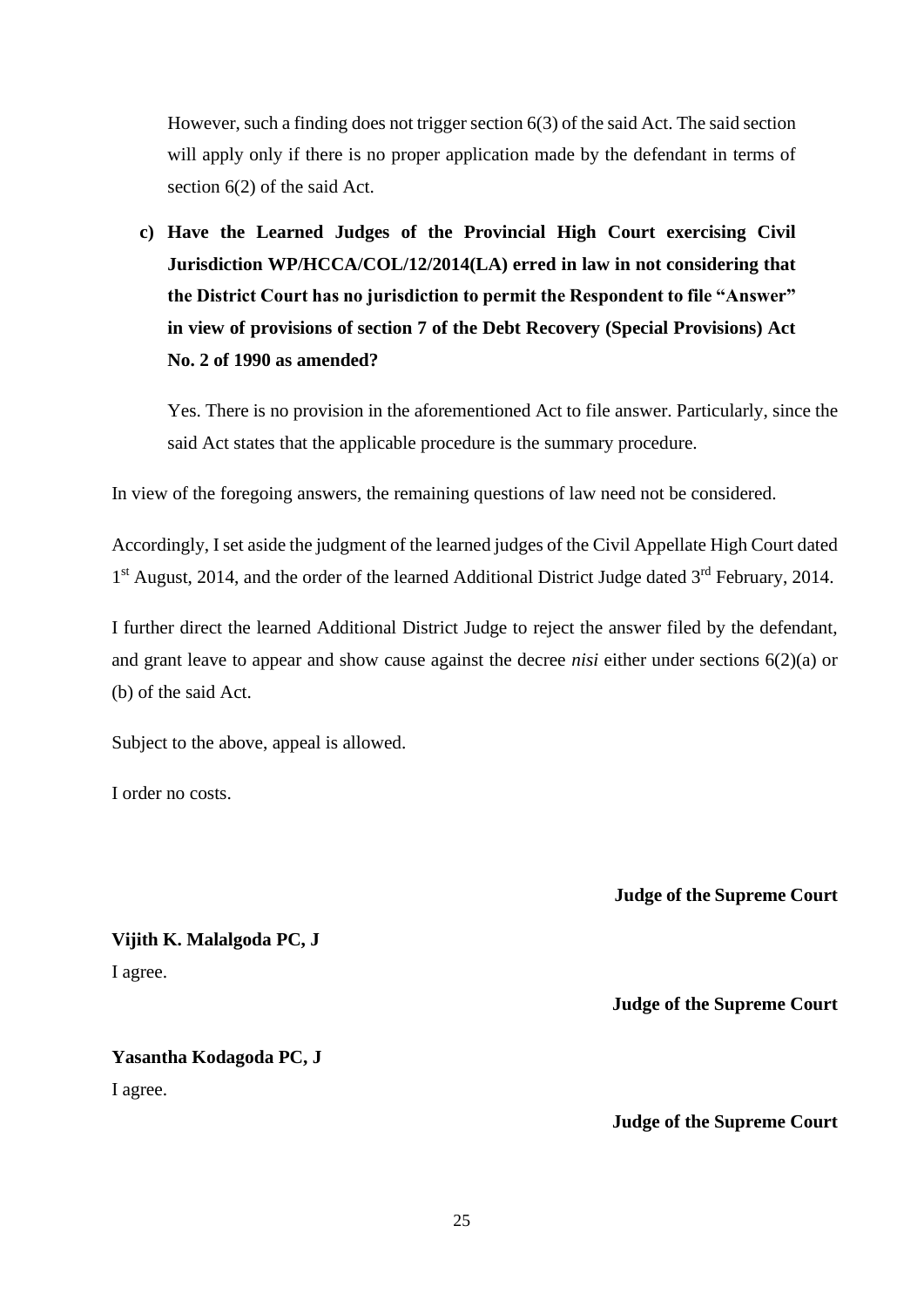However, such a finding does not trigger section 6(3) of the said Act. The said section will apply only if there is no proper application made by the defendant in terms of section 6(2) of the said Act.

**c) Have the Learned Judges of the Provincial High Court exercising Civil Jurisdiction WP/HCCA/COL/12/2014(LA) erred in law in not considering that the District Court has no jurisdiction to permit the Respondent to file "Answer" in view of provisions of section 7 of the Debt Recovery (Special Provisions) Act No. 2 of 1990 as amended?**

Yes. There is no provision in the aforementioned Act to file answer. Particularly, since the said Act states that the applicable procedure is the summary procedure.

In view of the foregoing answers, the remaining questions of law need not be considered.

Accordingly, I set aside the judgment of the learned judges of the Civil Appellate High Court dated 1st August, 2014, and the order of the learned Additional District Judge dated 3rd February, 2014.

I further direct the learned Additional District Judge to reject the answer filed by the defendant, and grant leave to appear and show cause against the decree *nisi* either under sections 6(2)(a) or (b) of the said Act.

Subject to the above, appeal is allowed.

I order no costs.

**Judge of the Supreme Court**

**Vijith K. Malalgoda PC, J**

I agree.

**Judge of the Supreme Court**

**Yasantha Kodagoda PC, J**

I agree.

**Judge of the Supreme Court**